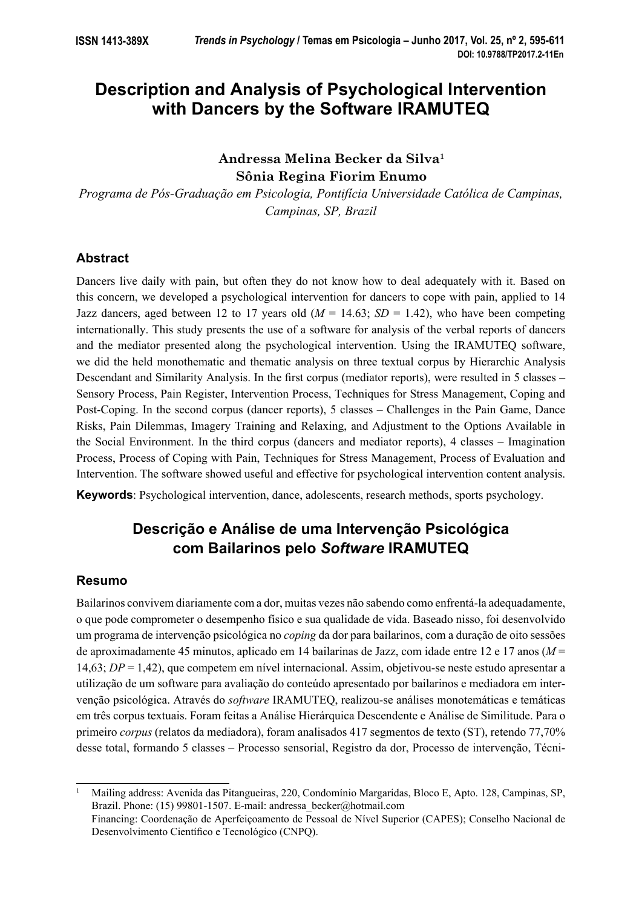# Description and Analysis of Psychological Intervention with Dancers by the Software IRAMUTEQ

**Andressa Melina Becker da Silva**[1]
**Sônia Regina Fiorim Enumo**

*Programa de Pós-Graduação em Psicologia, Pontifícia Universidade Católica de Campinas, Campinas, SP, Brazil*

## Abstract

Dancers live daily with pain, but often they do not know how to deal adequately with it. Based on this concern, we developed a psychological intervention for dancers to cope with pain, applied to 14 Jazz dancers, aged between 12 to 17 years old ($M$ = 14.63; $SD$ = 1.42), who have been competing internationally. This study presents the use of a software for analysis of the verbal reports of dancers and the mediator presented along the psychological intervention. Using the IRAMUTEQ software, we did the held monothematic and thematic analysis on three textual corpus by Hierarchic Analysis Descendant and Similarity Analysis. In the first corpus (mediator reports), were resulted in 5 classes – Sensory Process, Pain Register, Intervention Process, Techniques for Stress Management, Coping and Post-Coping. In the second corpus (dancer reports), 5 classes – Challenges in the Pain Game, Dance Risks, Pain Dilemmas, Imagery Training and Relaxing, and Adjustment to the Options Available in the Social Environment. In the third corpus (dancers and mediator reports), 4 classes – Imagination Process, Process of Coping with Pain, Techniques for Stress Management, Process of Evaluation and Intervention. The software showed useful and effective for psychological intervention content analysis.

**Keywords**: Psychological intervention, dance, adolescents, research methods, sports psychology.

# Descrição e Análise de uma Intervenção Psicológica com Bailarinos pelo *Software* IRAMUTEQ

## Resumo

Bailarinos convivem diariamente com a dor, muitas vezes não sabendo como enfrentá-la adequadamente, o que pode comprometer o desempenho físico e sua qualidade de vida. Baseado nisso, foi desenvolvido um programa de intervenção psicológica no *coping* da dor para bailarinos, com a duração de oito sessões de aproximadamente 45 minutos, aplicado em 14 bailarinas de Jazz, com idade entre 12 e 17 anos ($M$ = 14,63; $DP$ = 1,42), que competem em nível internacional. Assim, objetivou-se neste estudo apresentar a utilização de um software para avaliação do conteúdo apresentado por bailarinos e mediadora em intervenção psicológica. Através do *software* IRAMUTEQ, realizou-se análises monotemáticas e temáticas em três corpus textuais. Foram feitas a Análise Hierárquica Descendente e Análise de Similitude. Para o primeiro *corpus* (relatos da mediadora), foram analisados 417 segmentos de texto (ST), retendo 77,70% desse total, formando 5 classes – Processo sensorial, Registro da dor, Processo de intervenção, Técni-

---

[1] Mailing address: Avenida das Pitangueiras, 220, Condomínio Margaridas, Bloco E, Apto. 128, Campinas, SP, Brazil. Phone: (15) 99801-1507. E-mail: andressa_becker@hotmail.com
Financing: Coordenação de Aperfeiçoamento de Pessoal de Nível Superior (CAPES); Conselho Nacional de Desenvolvimento Científico e Tecnológico (CNPQ).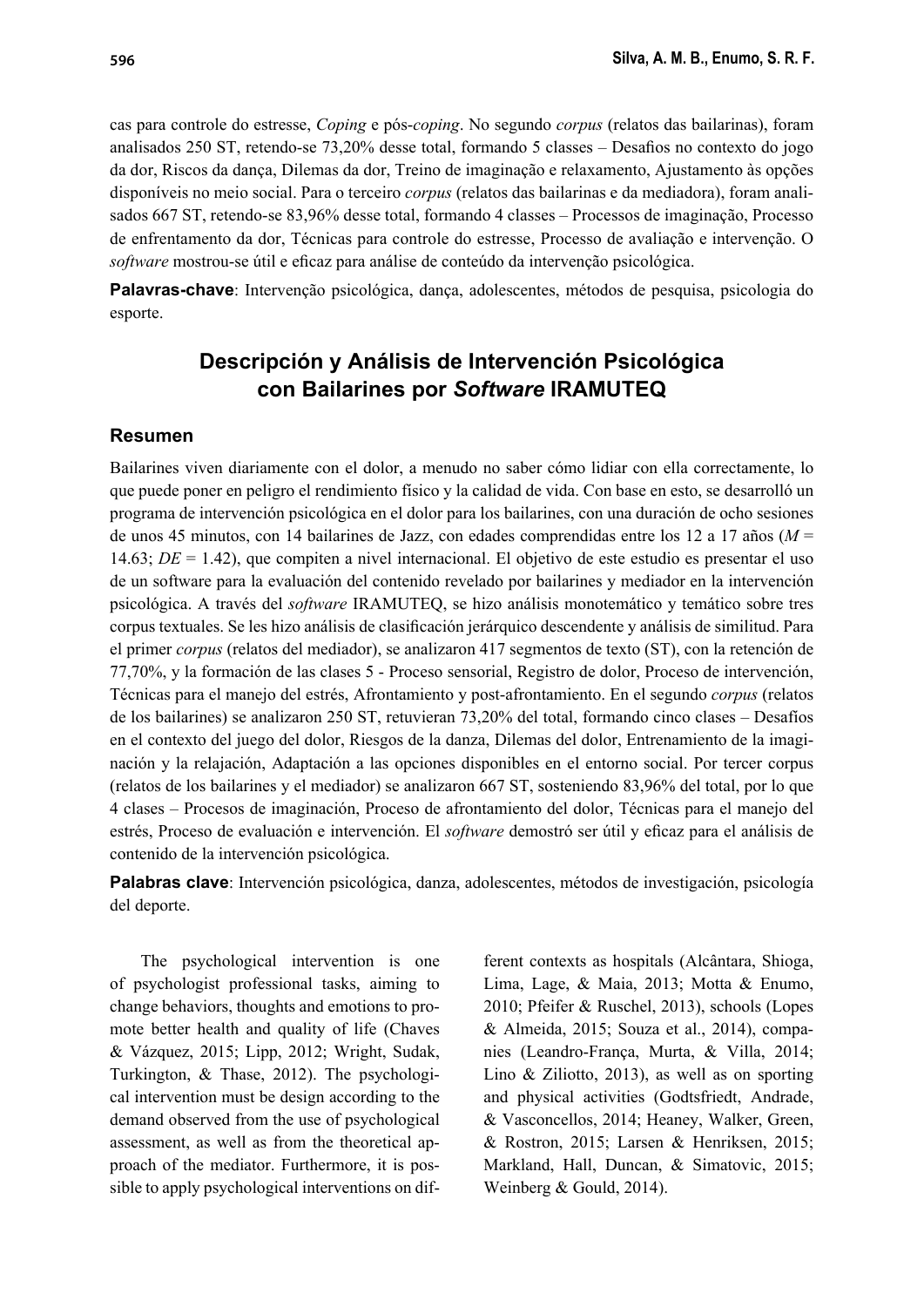cas para controle do estresse, *Coping* e pós-*coping*. No segundo *corpus* (relatos das bailarinas), foram analisados 250 ST, retendo-se 73,20% desse total, formando 5 classes – Desafios no contexto do jogo da dor, Riscos da dança, Dilemas da dor, Treino de imaginação e relaxamento, Ajustamento às opções disponíveis no meio social. Para o terceiro *corpus* (relatos das bailarinas e da mediadora), foram analisados 667 ST, retendo-se 83,96% desse total, formando 4 classes – Processos de imaginação, Processo de enfrentamento da dor, Técnicas para controle do estresse, Processo de avaliação e intervenção. O *software* mostrou-se útil e eficaz para análise de conteúdo da intervenção psicológica.

**Palavras-chave**: Intervenção psicológica, dança, adolescentes, métodos de pesquisa, psicologia do esporte.

## Descripción y Análisis de Intervención Psicológica con Bailarines por *Software* IRAMUTEQ

### Resumen

Bailarines viven diariamente con el dolor, a menudo no saber cómo lidiar con ella correctamente, lo que puede poner en peligro el rendimiento físico y la calidad de vida. Con base en esto, se desarrolló un programa de intervención psicológica en el dolor para los bailarines, con una duración de ocho sesiones de unos 45 minutos, con 14 bailarines de Jazz, con edades comprendidas entre los 12 a 17 años ($M$ = 14.63; $DE$ = 1.42), que compiten a nivel internacional. El objetivo de este estudio es presentar el uso de un software para la evaluación del contenido revelado por bailarines y mediador en la intervención psicológica. A través del *software* IRAMUTEQ, se hizo análisis monotemático y temático sobre tres corpus textuales. Se les hizo análisis de clasificación jerárquico descendente y análisis de similitud. Para el primer *corpus* (relatos del mediador), se analizaron 417 segmentos de texto (ST), con la retención de 77,70%, y la formación de las clases 5 - Proceso sensorial, Registro de dolor, Proceso de intervención, Técnicas para el manejo del estrés, Afrontamiento y post-afrontamiento. En el segundo *corpus* (relatos de los bailarines) se analizaron 250 ST, retuvieran 73,20% del total, formando cinco clases – Desafíos en el contexto del juego del dolor, Riesgos de la danza, Dilemas del dolor, Entrenamiento de la imaginación y la relajación, Adaptación a las opciones disponibles en el entorno social. Por tercer corpus (relatos de los bailarines y el mediador) se analizaron 667 ST, sosteniendo 83,96% del total, por lo que 4 clases – Procesos de imaginación, Proceso de afrontamiento del dolor, Técnicas para el manejo del estrés, Proceso de evaluación e intervención. El *software* demostró ser útil y eficaz para el análisis de contenido de la intervención psicológica.

**Palabras clave**: Intervención psicológica, danza, adolescentes, métodos de investigación, psicología del deporte.

The psychological intervention is one of psychologist professional tasks, aiming to change behaviors, thoughts and emotions to promote better health and quality of life (Chaves & Vázquez, 2015; Lipp, 2012; Wright, Sudak, Turkington, & Thase, 2012). The psychological intervention must be design according to the demand observed from the use of psychological assessment, as well as from the theoretical approach of the mediator. Furthermore, it is possible to apply psychological interventions on different contexts as hospitals (Alcântara, Shioga, Lima, Lage, & Maia, 2013; Motta & Enumo, 2010; Pfeifer & Ruschel, 2013), schools (Lopes & Almeida, 2015; Souza et al., 2014), companies (Leandro-França, Murta, & Villa, 2014; Lino & Ziliotto, 2013), as well as on sporting and physical activities (Godtsfriedt, Andrade, & Vasconcellos, 2014; Heaney, Walker, Green, & Rostron, 2015; Larsen & Henriksen, 2015; Markland, Hall, Duncan, & Simatovic, 2015; Weinberg & Gould, 2014).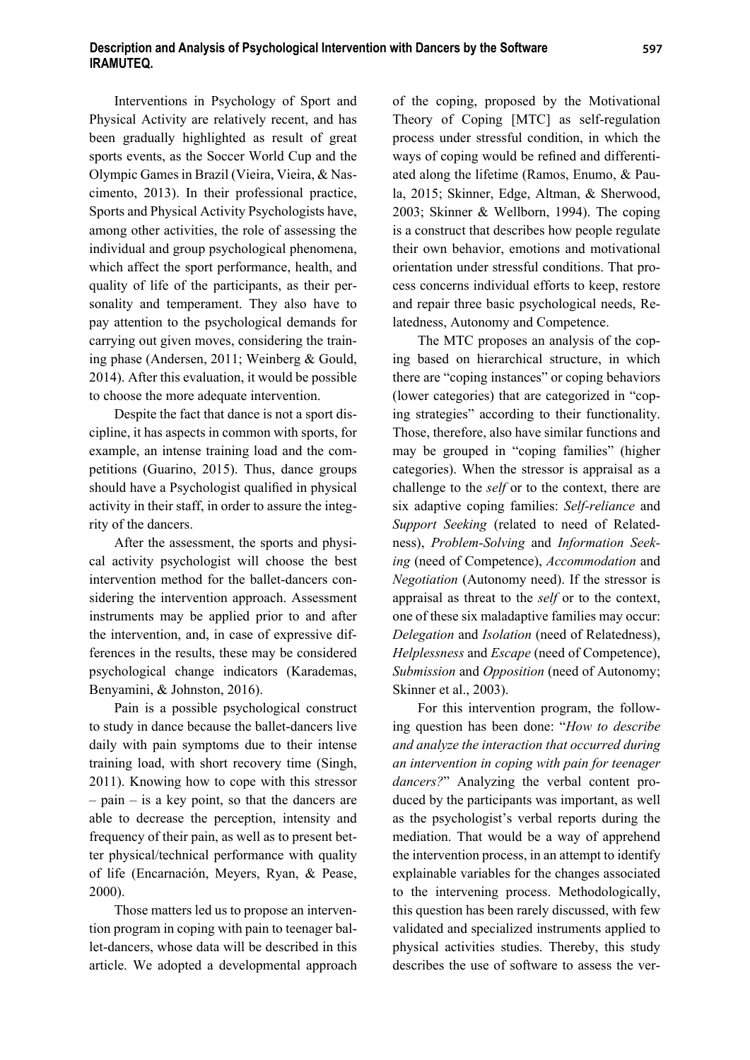Interventions in Psychology of Sport and Physical Activity are relatively recent, and has been gradually highlighted as result of great sports events, as the Soccer World Cup and the Olympic Games in Brazil (Vieira, Vieira, & Nascimento, 2013). In their professional practice, Sports and Physical Activity Psychologists have, among other activities, the role of assessing the individual and group psychological phenomena, which affect the sport performance, health, and quality of life of the participants, as their personality and temperament. They also have to pay attention to the psychological demands for carrying out given moves, considering the training phase (Andersen, 2011; Weinberg & Gould, 2014). After this evaluation, it would be possible to choose the more adequate intervention.

Despite the fact that dance is not a sport discipline, it has aspects in common with sports, for example, an intense training load and the competitions (Guarino, 2015). Thus, dance groups should have a Psychologist qualified in physical activity in their staff, in order to assure the integrity of the dancers.

After the assessment, the sports and physical activity psychologist will choose the best intervention method for the ballet-dancers considering the intervention approach. Assessment instruments may be applied prior to and after the intervention, and, in case of expressive differences in the results, these may be considered psychological change indicators (Karademas, Benyamini, & Johnston, 2016).

Pain is a possible psychological construct to study in dance because the ballet-dancers live daily with pain symptoms due to their intense training load, with short recovery time (Singh, 2011). Knowing how to cope with this stressor – pain – is a key point, so that the dancers are able to decrease the perception, intensity and frequency of their pain, as well as to present better physical/technical performance with quality of life (Encarnación, Meyers, Ryan, & Pease, 2000).

Those matters led us to propose an intervention program in coping with pain to teenager ballet-dancers, whose data will be described in this article. We adopted a developmental approach of the coping, proposed by the Motivational Theory of Coping [MTC] as self-regulation process under stressful condition, in which the ways of coping would be refined and differentiated along the lifetime (Ramos, Enumo, & Paula, 2015; Skinner, Edge, Altman, & Sherwood, 2003; Skinner & Wellborn, 1994). The coping is a construct that describes how people regulate their own behavior, emotions and motivational orientation under stressful conditions. That process concerns individual efforts to keep, restore and repair three basic psychological needs, Relatedness, Autonomy and Competence.

The MTC proposes an analysis of the coping based on hierarchical structure, in which there are "coping instances" or coping behaviors (lower categories) that are categorized in "coping strategies" according to their functionality. Those, therefore, also have similar functions and may be grouped in "coping families" (higher categories). When the stressor is appraisal as a challenge to the *self* or to the context, there are six adaptive coping families: *Self-reliance* and *Support Seeking* (related to need of Relatedness), *Problem-Solving* and *Information Seeking* (need of Competence), *Accommodation* and *Negotiation* (Autonomy need). If the stressor is appraisal as threat to the *self* or to the context, one of these six maladaptive families may occur: *Delegation* and *Isolation* (need of Relatedness), *Helplessness* and *Escape* (need of Competence), *Submission* and *Opposition* (need of Autonomy; Skinner et al., 2003).

For this intervention program, the following question has been done: "*How to describe and analyze the interaction that occurred during an intervention in coping with pain for teenager dancers?*" Analyzing the verbal content produced by the participants was important, as well as the psychologist's verbal reports during the mediation. That would be a way of apprehend the intervention process, in an attempt to identify explainable variables for the changes associated to the intervening process. Methodologically, this question has been rarely discussed, with few validated and specialized instruments applied to physical activities studies. Thereby, this study describes the use of software to assess the ver-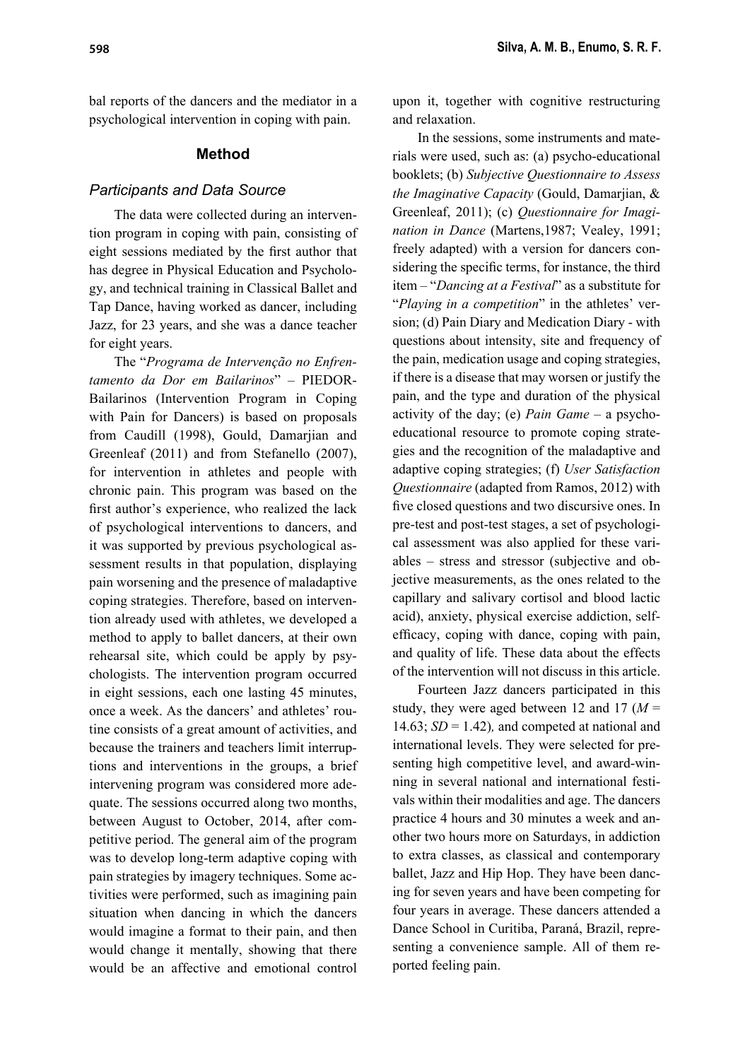bal reports of the dancers and the mediator in a psychological intervention in coping with pain.

## Method

### *Participants and Data Source*

The data were collected during an intervention program in coping with pain, consisting of eight sessions mediated by the first author that has degree in Physical Education and Psychology, and technical training in Classical Ballet and Tap Dance, having worked as dancer, including Jazz, for 23 years, and she was a dance teacher for eight years.

The "*Programa de Intervenção no Enfrentamento da Dor em Bailarinos*" – PIEDOR-Bailarinos (Intervention Program in Coping with Pain for Dancers) is based on proposals from Caudill (1998), Gould, Damarjian and Greenleaf (2011) and from Stefanello (2007), for intervention in athletes and people with chronic pain. This program was based on the first author's experience, who realized the lack of psychological interventions to dancers, and it was supported by previous psychological assessment results in that population, displaying pain worsening and the presence of maladaptive coping strategies. Therefore, based on intervention already used with athletes, we developed a method to apply to ballet dancers, at their own rehearsal site, which could be apply by psychologists. The intervention program occurred in eight sessions, each one lasting 45 minutes, once a week. As the dancers' and athletes' routine consists of a great amount of activities, and because the trainers and teachers limit interruptions and interventions in the groups, a brief intervening program was considered more adequate. The sessions occurred along two months, between August to October, 2014, after competitive period. The general aim of the program was to develop long-term adaptive coping with pain strategies by imagery techniques. Some activities were performed, such as imagining pain situation when dancing in which the dancers would imagine a format to their pain, and then would change it mentally, showing that there would be an affective and emotional control upon it, together with cognitive restructuring and relaxation.

In the sessions, some instruments and materials were used, such as: (a) psycho-educational booklets; (b) *Subjective Questionnaire to Assess the Imaginative Capacity* (Gould, Damarjian, & Greenleaf, 2011); (c) *Questionnaire for Imagination in Dance* (Martens,1987; Vealey, 1991; freely adapted) with a version for dancers considering the specific terms, for instance, the third item – "*Dancing at a Festival*" as a substitute for "*Playing in a competition*" in the athletes' version; (d) Pain Diary and Medication Diary - with questions about intensity, site and frequency of the pain, medication usage and coping strategies, if there is a disease that may worsen or justify the pain, and the type and duration of the physical activity of the day; (e) *Pain Game* – a psycho-educational resource to promote coping strategies and the recognition of the maladaptive and adaptive coping strategies; (f) *User Satisfaction Questionnaire* (adapted from Ramos, 2012) with five closed questions and two discursive ones. In pre-test and post-test stages, a set of psychological assessment was also applied for these variables – stress and stressor (subjective and objective measurements, as the ones related to the capillary and salivary cortisol and blood lactic acid), anxiety, physical exercise addiction, self-efficacy, coping with dance, coping with pain, and quality of life. These data about the effects of the intervention will not discuss in this article.

Fourteen Jazz dancers participated in this study, they were aged between 12 and 17 ($M$ = 14.63; $SD$ = 1.42), and competed at national and international levels. They were selected for presenting high competitive level, and award-winning in several national and international festivals within their modalities and age. The dancers practice 4 hours and 30 minutes a week and another two hours more on Saturdays, in addiction to extra classes, as classical and contemporary ballet, Jazz and Hip Hop. They have been dancing for seven years and have been competing for four years in average. These dancers attended a Dance School in Curitiba, Paraná, Brazil, representing a convenience sample. All of them reported feeling pain.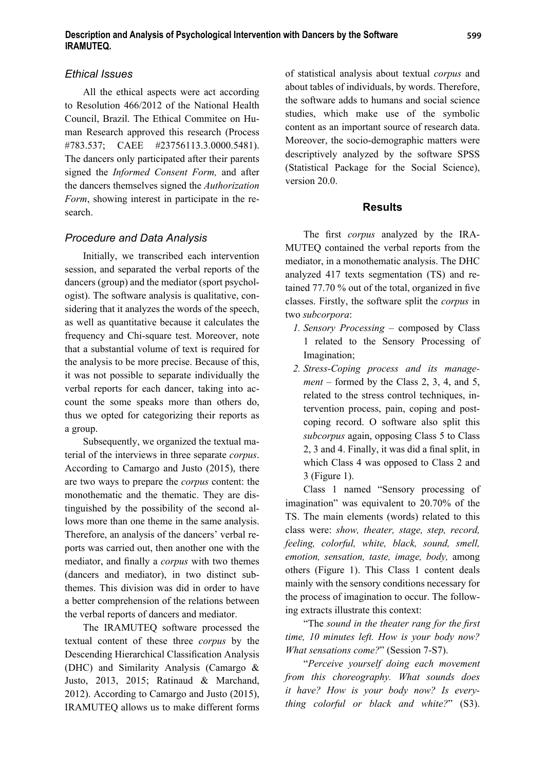### Ethical Issues

All the ethical aspects were act according to Resolution 466/2012 of the National Health Council, Brazil. The Ethical Commitee on Human Research approved this research (Process #783.537; CAEE #23756113.3.0000.5481). The dancers only participated after their parents signed the *Informed Consent Form,* and after the dancers themselves signed the *Authorization Form*, showing interest in participate in the research.

### Procedure and Data Analysis

Initially, we transcribed each intervention session, and separated the verbal reports of the dancers (group) and the mediator (sport psychologist). The software analysis is qualitative, considering that it analyzes the words of the speech, as well as quantitative because it calculates the frequency and Chi-square test. Moreover, note that a substantial volume of text is required for the analysis to be more precise. Because of this, it was not possible to separate individually the verbal reports for each dancer, taking into account the some speaks more than others do, thus we opted for categorizing their reports as a group.

Subsequently, we organized the textual material of the interviews in three separate *corpus*. According to Camargo and Justo (2015), there are two ways to prepare the *corpus* content: the monothematic and the thematic. They are distinguished by the possibility of the second allows more than one theme in the same analysis. Therefore, an analysis of the dancers' verbal reports was carried out, then another one with the mediator, and finally a *corpus* with two themes (dancers and mediator), in two distinct subthemes. This division was did in order to have a better comprehension of the relations between the verbal reports of dancers and mediator.

The IRAMUTEQ software processed the textual content of these three *corpus* by the Descending Hierarchical Classification Analysis (DHC) and Similarity Analysis (Camargo & Justo, 2013, 2015; Ratinaud & Marchand, 2012). According to Camargo and Justo (2015), IRAMUTEQ allows us to make different forms of statistical analysis about textual *corpus* and about tables of individuals, by words. Therefore, the software adds to humans and social science studies, which make use of the symbolic content as an important source of research data. Moreover, the socio-demographic matters were descriptively analyzed by the software SPSS (Statistical Package for the Social Science), version 20.0.

## Results

The first *corpus* analyzed by the IRAMUTEQ contained the verbal reports from the mediator, in a monothematic analysis. The DHC analyzed 417 texts segmentation (TS) and retained 77.70 % out of the total, organized in five classes. Firstly, the software split the *corpus* in two *subcorpora*:

1. *Sensory Processing* – composed by Class 1 related to the Sensory Processing of Imagination;
2. *Stress-Coping process and its management* – formed by the Class 2, 3, 4, and 5, related to the stress control techniques, intervention process, pain, coping and post-coping record. O software also split this *subcorpus* again, opposing Class 5 to Class 2, 3 and 4. Finally, it was did a final split, in which Class 4 was opposed to Class 2 and 3 (Figure 1).

Class 1 named "Sensory processing of imagination" was equivalent to 20.70% of the TS. The main elements (words) related to this class were: *show, theater, stage, step, record, feeling, colorful, white, black, sound, smell, emotion, sensation, taste, image, body,* among others (Figure 1). This Class 1 content deals mainly with the sensory conditions necessary for the process of imagination to occur. The following extracts illustrate this context:

"The *sound in the theater rang for the first time, 10 minutes left. How is your body now? What sensations come?*" (Session 7-S7).

"*Perceive yourself doing each movement from this choreography. What sounds does it have? How is your body now? Is everything colorful or black and white?*" (S3).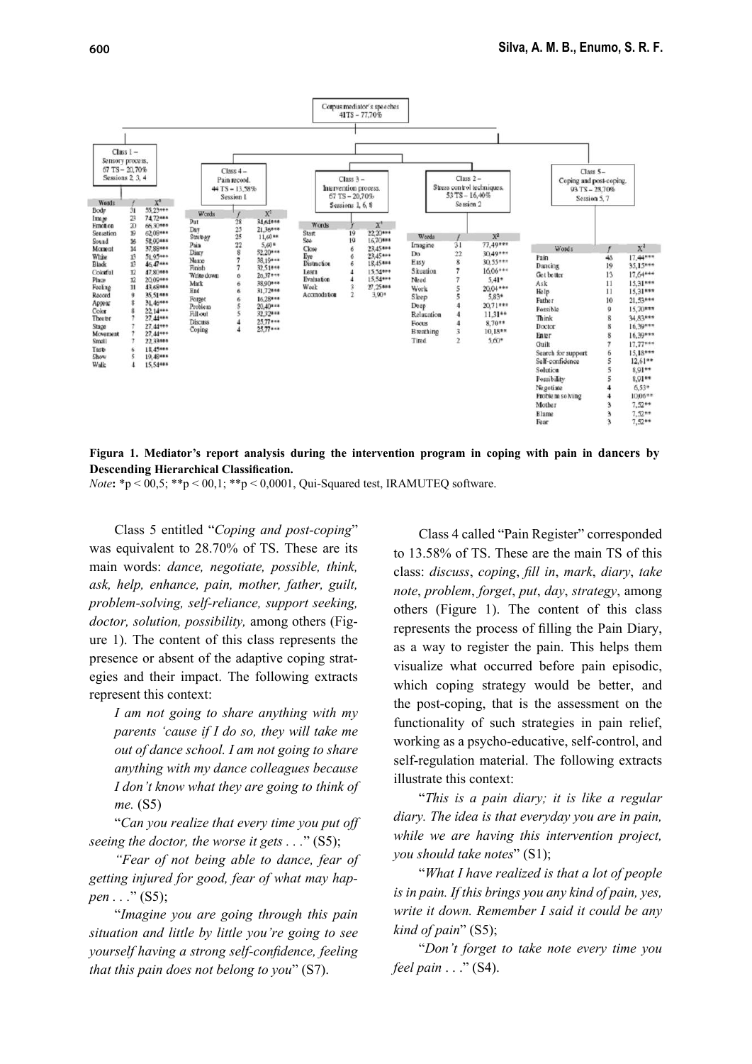Corpus mediator's speeches
41TS – 77,70%

| Class 1 – Sensory process. 67 TS – 20,70% Sessions 2, 3, 4 | | |
|---|---|---|
| Words | *f* | $X^2$ |
| Body | 31 | 55,23*** |
| Image | 23 | 74,72*** |
| Emotion | 20 | 66,30*** |
| Sensation | 19 | 62,08*** |
| Sound | 16 | 58,09*** |
| Moment | 14 | 37,88*** |
| White | 13 | 31,95*** |
| Black | 13 | 46,47*** |
| Colorful | 12 | 47,80*** |
| Place | 12 | 20,09*** |
| Feeling | 11 | 43,68*** |
| Record | 9 | 35,51*** |
| Appear | 8 | 31,46*** |
| Color | 8 | 22,14*** |
| Theater | 7 | 27,44*** |
| Stage | 7 | 27,44*** |
| Movement | 7 | 27,44*** |
| Small | 7 | 22,33*** |
| Taste | 6 | 18,45*** |
| Show | 5 | 19,45*** |
| Walk | 4 | 15,54*** |

| Class 4 – Pain record. 44 TS – 13,58% Session 1 | | |
|---|---|---|
| Words | *f* | $X^2$ |
| Put | 28 | 31,64*** |
| Day | 25 | 21,36*** |
| Strategy | 25 | 11,60** |
| Pain | 22 | 5,60* |
| Diary | 8 | 52,20*** |
| Name | 7 | 38,19*** |
| Finish | 7 | 32,51*** |
| Write down | 6 | 26,37*** |
| Mark | 6 | 38,90*** |
| End | 6 | 31,72*** |
| Forget | 6 | 16,28*** |
| Problem | 5 | 20,40*** |
| Fill out | 5 | 32,32*** |
| Discuss | 4 | 25,77*** |
| Coping | 4 | 25,77*** |

| Class 3 – Intervention process. 67 TS – 20,70% Sessions 1, 6, 8 | | |
|---|---|---|
| Words | *f* | $X^2$ |
| Start | 19 | 22,20*** |
| See | 19 | 16,70*** |
| Close | 6 | 23,45*** |
| Eye | 6 | 23,45*** |
| Distraction | 6 | 18,45*** |
| Learn | 4 | 15,54*** |
| Evaluation | 4 | 15,54*** |
| Week | 3 | 27,25*** |
| Accomodation | 2 | 3,90* |

| Class 2 – Stress control techniques. 53 TS – 16,40% Session 2 | | |
|---|---|---|
| Words | *f* | $X^2$ |
| Imagine | 31 | 77,49*** |
| Do | 22 | 30,49*** |
| Easy | 8 | 30,55*** |
| Situation | 7 | 16,06*** |
| Need | 7 | 5,41* |
| Work | 5 | 20,04*** |
| Sleep | 5 | 5,83* |
| Deep | 4 | 20,71*** |
| Relaxation | 4 | 11,31** |
| Focus | 4 | 8,70** |
| Breathing | 3 | 10,18** |
| Tired | 2 | 5,60* |

| Class 5 – Coping and post-coping. 93 TS – 28,70% Session 5, 7 | | |
|---|---|---|
| Words | *f* | $X^2$ |
| Pain | 46 | 17,44*** |
| Dancing | 19 | 35,15*** |
| Get better | 15 | 17,64*** |
| Ask | 11 | 15,31*** |
| Help | 11 | 15,31*** |
| Father | 10 | 21,53*** |
| Possible | 9 | 15,70*** |
| Think | 8 | 34,83*** |
| Doctor | 8 | 16,39*** |
| Enter | 8 | 16,39*** |
| Guilt | 7 | 17,77*** |
| Search for support | 6 | 15,18*** |
| Self-confidence | 5 | 12,61** |
| Solution | 5 | 8,91** |
| Possibility | 5 | 8,91** |
| Negotiate | 4 | 6,53* |
| Problem solving | 4 | 10,06** |
| Mother | 3 | 7,52** |
| Blame | 3 | 7,52** |
| Fear | 3 | 7,52** |

**Figura 1. Mediator's report analysis during the intervention program in coping with pain in dancers by Descending Hierarchical Classification.**
*Note***:** \*p < 00,5; \*\*p < 00,1; \*\*p < 0,0001, Qui-Squared test, IRAMUTEQ software.

Class 5 entitled "*Coping and post-coping*" was equivalent to 28.70% of TS. These are its main words: *dance, negotiate, possible, think, ask, help, enhance, pain, mother, father, guilt, problem-solving, self-reliance, support seeking, doctor, solution, possibility,* among others (Figure 1). The content of this class represents the presence or absent of the adaptive coping strategies and their impact. The following extracts represent this context:

*I am not going to share anything with my parents 'cause if I do so, they will take me out of dance school. I am not going to share anything with my dance colleagues because I don't know what they are going to think of me.* (S5)

"*Can you realize that every time you put off seeing the doctor, the worse it gets . . .*" (S5);

*"Fear of not being able to dance, fear of getting injured for good, fear of what may happen . . .*" (S5);

"*Imagine you are going through this pain situation and little by little you're going to see yourself having a strong self-confidence, feeling that this pain does not belong to you*" (S7).

Class 4 called "Pain Register" corresponded to 13.58% of TS. These are the main TS of this class: *discuss*, *coping*, *fill in*, *mark*, *diary*, *take note*, *problem*, *forget*, *put*, *day*, *strategy*, among others (Figure 1). The content of this class represents the process of filling the Pain Diary, as a way to register the pain. This helps them visualize what occurred before pain episodic, which coping strategy would be better, and the post-coping, that is the assessment on the functionality of such strategies in pain relief, working as a psycho-educative, self-control, and self-regulation material. The following extracts illustrate this context:

"*This is a pain diary; it is like a regular diary. The idea is that everyday you are in pain, while we are having this intervention project, you should take notes*" (S1);

"*What I have realized is that a lot of people is in pain. If this brings you any kind of pain, yes, write it down. Remember I said it could be any kind of pain*" (S5);

"*Don't forget to take note every time you feel pain . . .*" (S4).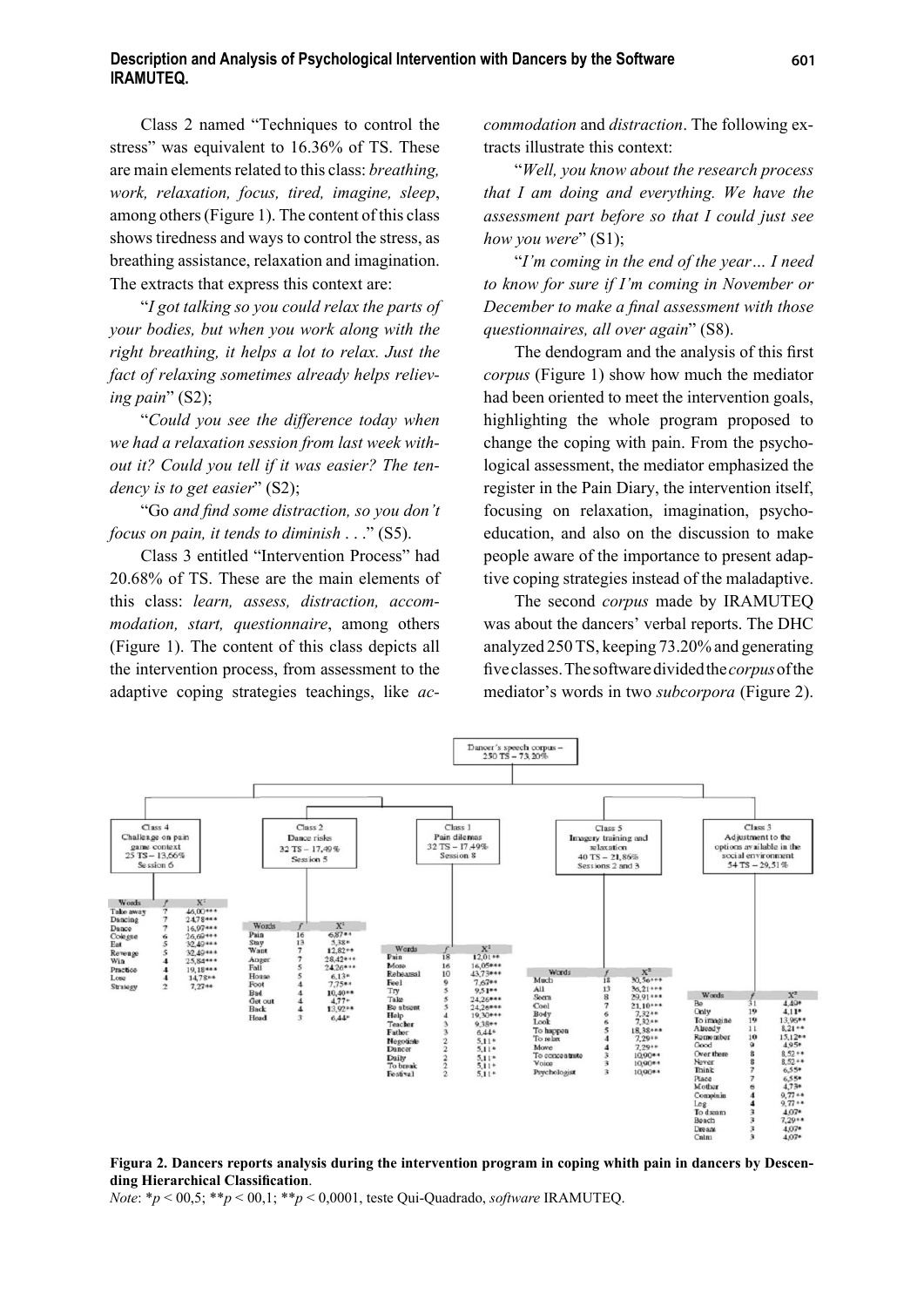Class 2 named "Techniques to control the stress" was equivalent to 16.36% of TS. These are main elements related to this class: *breathing, work, relaxation, focus, tired, imagine, sleep*, among others (Figure 1). The content of this class shows tiredness and ways to control the stress, as breathing assistance, relaxation and imagination. The extracts that express this context are:

"*I got talking so you could relax the parts of your bodies, but when you work along with the right breathing, it helps a lot to relax. Just the fact of relaxing sometimes already helps relieving pain*" (S2);

"*Could you see the difference today when we had a relaxation session from last week without it? Could you tell if it was easier? The tendency is to get easier*" (S2);

"Go *and find some distraction, so you don't focus on pain, it tends to diminish* . . ." (S5).

Class 3 entitled "Intervention Process" had 20.68% of TS. These are the main elements of this class: *learn, assess, distraction, accommodation, start, questionnaire*, among others (Figure 1). The content of this class depicts all the intervention process, from assessment to the adaptive coping strategies teachings, like *accommodation* and *distraction*. The following extracts illustrate this context:

"*Well, you know about the research process that I am doing and everything. We have the assessment part before so that I could just see how you were*" (S1);

"*I'm coming in the end of the year… I need to know for sure if I'm coming in November or December to make a final assessment with those questionnaires, all over again*" (S8).

The dendogram and the analysis of this first *corpus* (Figure 1) show how much the mediator had been oriented to meet the intervention goals, highlighting the whole program proposed to change the coping with pain. From the psychological assessment, the mediator emphasized the register in the Pain Diary, the intervention itself, focusing on relaxation, imagination, psychoeducation, and also on the discussion to make people aware of the importance to present adaptive coping strategies instead of the maladaptive.

The second *corpus* made by IRAMUTEQ was about the dancers' verbal reports. The DHC analyzed 250 TS, keeping 73.20% and generating five classes. The software divided the *corpus* of the mediator's words in two *subcorpora* (Figure 2).

Dancer's speech corpus – 250 TS – 73,20%

Class 4 – Challenge on pain game context – 25 TS – 13,66% – Session 6

| Words | f | $X^2$ |
|---|---|---|
| Take away | 7 | 46,00*** |
| Dancing | 7 | 24,78*** |
| Dance | 7 | 16,97*** |
| Cologne | 6 | 26,69*** |
| Eat | 5 | 32,49*** |
| Revenge | 5 | 32,49*** |
| Win | 4 | 25,84*** |
| Practice | 4 | 19,18*** |
| Lose | 4 | 14,78** |
| Strategy | 2 | 7,27** |

Class 2 – Dance risks – 32 TS – 17,49% – Session 5

| Words | f | $X^2$ |
|---|---|---|
| Pain | 16 | 6,87** |
| Stay | 13 | 5,38* |
| Want | 7 | 12,82** |
| Anger | 7 | 28,42*** |
| Fall | 5 | 24,26*** |
| House | 5 | 6,13* |
| Foot | 4 | 7,75** |
| Bad | 4 | 10,40** |
| Get out | 4 | 4,77* |
| Back | 4 | 13,92** |
| Head | 3 | 6,44* |

Class 1 – Pain dilemmas – 32 TS – 17,49% – Session 8

| Words | f | $X^2$ |
|---|---|---|
| Pain | 18 | 12,01** |
| More | 16 | 16,05*** |
| Rehearsal | 10 | 43,73*** |
| Feel | 9 | 7,67** |
| Try | 5 | 9,51** |
| Take | 5 | 24,26*** |
| Be absent | 5 | 24,26*** |
| Help | 4 | 19,30*** |
| Teacher | 3 | 9,38** |
| Father | 3 | 6,44* |
| Negotiate | 2 | 5,11* |
| Dancer | 2 | 5,11* |
| Daily | 2 | 5,11* |
| To break | 2 | 5,11* |
| Festival | 2 | 5,11* |

Class 5 – Imagery training and relaxation – 40 TS – 21,86% – Sessions 2 and 3

| Words | f | $X^2$ |
|---|---|---|
| Much | 18 | 30,56*** |
| All | 13 | 36,21*** |
| Seem | 8 | 29,91*** |
| Cool | 7 | 21,10*** |
| Body | 6 | 7,32** |
| Look | 6 | 7,32** |
| To happen | 5 | 18,38*** |
| To relax | 4 | 7,29** |
| Move | 4 | 7,29** |
| To concentrate | 3 | 10,90** |
| Voice | 3 | 10,90** |
| Psychologist | 3 | 10,90** |

Class 3 – Adjustment to the options available in the social environment – 54 TS – 29,51%

| Words | f | $X^2$ |
|---|---|---|
| Be | 31 | 4,49* |
| Only | 19 | 4,11* |
| To imagine | 19 | 13,95** |
| Already | 11 | 8,21** |
| Remember | 10 | 15,12** |
| Good | 9 | 4,95* |
| Over there | 8 | 8,52** |
| Never | 8 | 8,52** |
| Think | 7 | 6,55* |
| Place | 7 | 6,55* |
| Mother | 6 | 4,73* |
| Complain | 4 | 9,77** |
| Leg | 4 | 9,77** |
| To dream | 3 | 4,07* |
| Beach | 3 | 7,29** |
| Dream | 3 | 4,07* |
| Calm | 3 | 4,07* |

**Figura 2. Dancers reports analysis during the intervention program in coping whith pain in dancers by Descending Hierarchical Classification**.

*Note*: *$p$ < 00,5; **$p$ < 00,1; **$p$ < 0,0001, teste Qui-Quadrado, *software* IRAMUTEQ.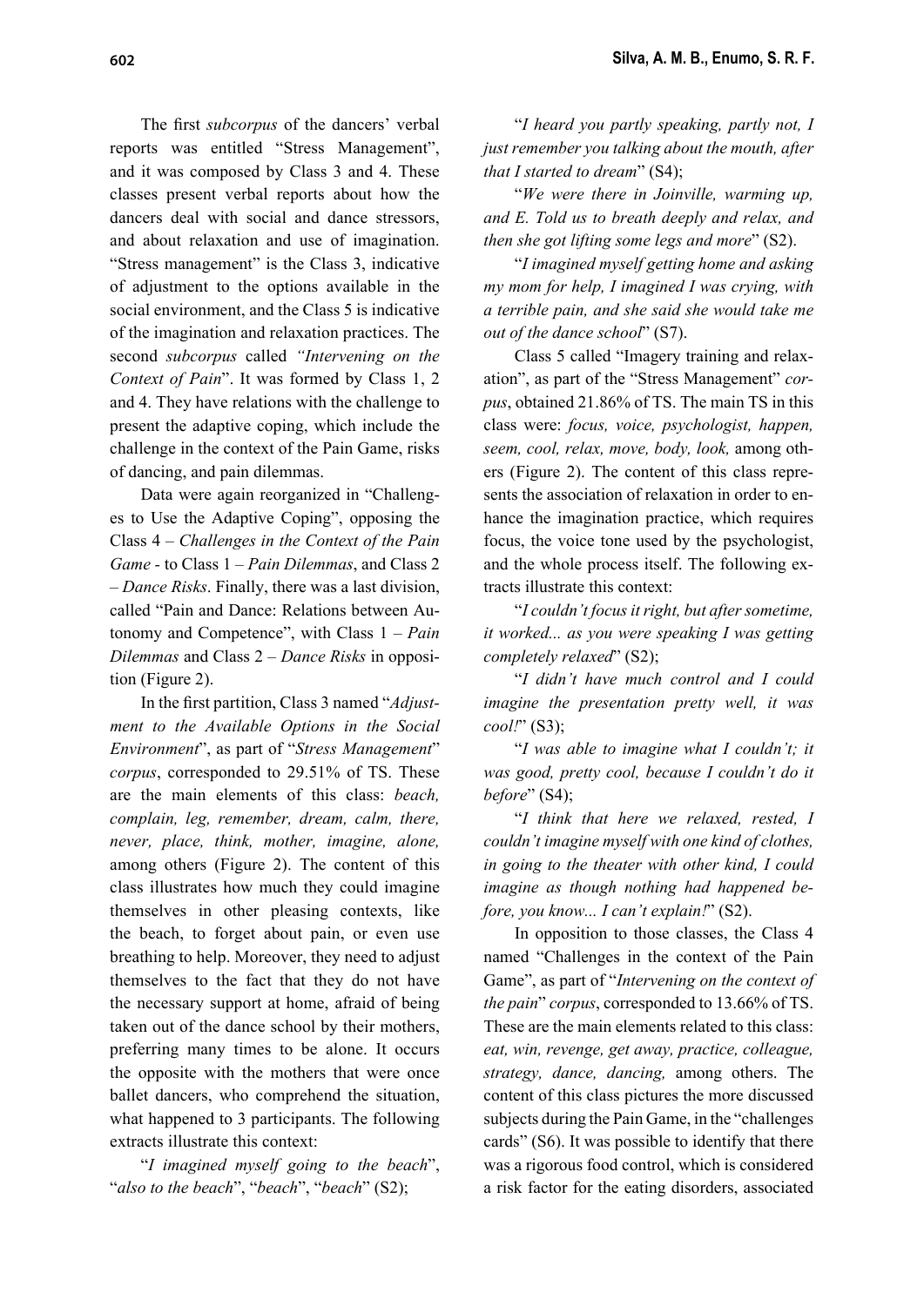The first *subcorpus* of the dancers' verbal reports was entitled "Stress Management", and it was composed by Class 3 and 4. These classes present verbal reports about how the dancers deal with social and dance stressors, and about relaxation and use of imagination. "Stress management" is the Class 3, indicative of adjustment to the options available in the social environment, and the Class 5 is indicative of the imagination and relaxation practices. The second *subcorpus* called *"Intervening on the Context of Pain*". It was formed by Class 1, 2 and 4. They have relations with the challenge to present the adaptive coping, which include the challenge in the context of the Pain Game, risks of dancing, and pain dilemmas.

Data were again reorganized in "Challenges to Use the Adaptive Coping", opposing the Class 4 – *Challenges in the Context of the Pain Game* - to Class 1 – *Pain Dilemmas*, and Class 2 – *Dance Risks*. Finally, there was a last division, called "Pain and Dance: Relations between Autonomy and Competence", with Class 1 – *Pain Dilemmas* and Class 2 – *Dance Risks* in opposition (Figure 2).

In the first partition, Class 3 named "*Adjustment to the Available Options in the Social Environment*", as part of "*Stress Management*" *corpus*, corresponded to 29.51% of TS. These are the main elements of this class: *beach, complain, leg, remember, dream, calm, there, never, place, think, mother, imagine, alone,* among others (Figure 2). The content of this class illustrates how much they could imagine themselves in other pleasing contexts, like the beach, to forget about pain, or even use breathing to help. Moreover, they need to adjust themselves to the fact that they do not have the necessary support at home, afraid of being taken out of the dance school by their mothers, preferring many times to be alone. It occurs the opposite with the mothers that were once ballet dancers, who comprehend the situation, what happened to 3 participants. The following extracts illustrate this context:

"*I imagined myself going to the beach*", "*also to the beach*", "*beach*", "*beach*" (S2);

"*I heard you partly speaking, partly not, I just remember you talking about the mouth, after that I started to dream*" (S4);

"*We were there in Joinville, warming up, and E. Told us to breath deeply and relax, and then she got lifting some legs and more*" (S2).

"*I imagined myself getting home and asking my mom for help, I imagined I was crying, with a terrible pain, and she said she would take me out of the dance school*" (S7).

Class 5 called "Imagery training and relaxation", as part of the "Stress Management" *corpus*, obtained 21.86% of TS. The main TS in this class were: *focus, voice, psychologist, happen, seem, cool, relax, move, body, look,* among others (Figure 2). The content of this class represents the association of relaxation in order to enhance the imagination practice, which requires focus, the voice tone used by the psychologist, and the whole process itself. The following extracts illustrate this context:

"*I couldn't focus it right, but after sometime, it worked... as you were speaking I was getting completely relaxed*" (S2);

"*I didn't have much control and I could imagine the presentation pretty well, it was cool!*" (S3);

"*I was able to imagine what I couldn't; it was good, pretty cool, because I couldn't do it before*" (S4);

"*I think that here we relaxed, rested, I couldn't imagine myself with one kind of clothes, in going to the theater with other kind, I could imagine as though nothing had happened before, you know... I can't explain!*" (S2).

In opposition to those classes, the Class 4 named "Challenges in the context of the Pain Game", as part of "*Intervening on the context of the pain*" *corpus*, corresponded to 13.66% of TS. These are the main elements related to this class: *eat, win, revenge, get away, practice, colleague, strategy, dance, dancing,* among others. The content of this class pictures the more discussed subjects during the Pain Game, in the "challenges cards" (S6). It was possible to identify that there was a rigorous food control, which is considered a risk factor for the eating disorders, associated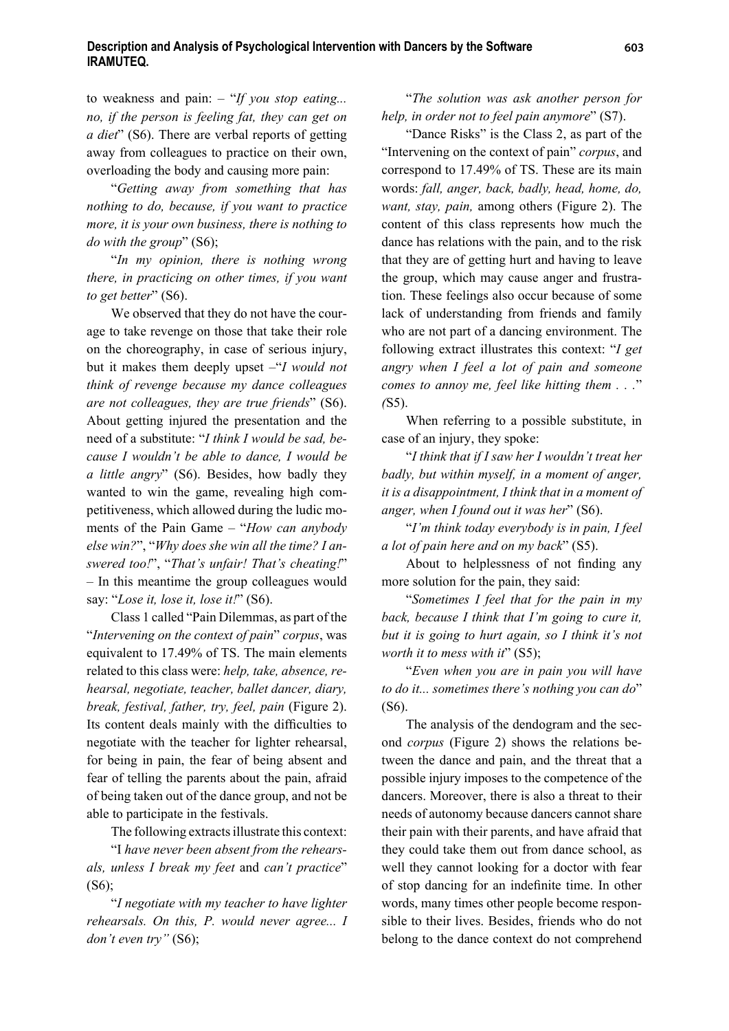to weakness and pain: – "*If you stop eating... no, if the person is feeling fat, they can get on a diet*" (S6). There are verbal reports of getting away from colleagues to practice on their own, overloading the body and causing more pain:

"*Getting away from something that has nothing to do, because, if you want to practice more, it is your own business, there is nothing to do with the group*" (S6);

"*In my opinion, there is nothing wrong there, in practicing on other times, if you want to get better*" (S6).

We observed that they do not have the courage to take revenge on those that take their role on the choreography, in case of serious injury, but it makes them deeply upset –"*I would not think of revenge because my dance colleagues are not colleagues, they are true friends*" (S6). About getting injured the presentation and the need of a substitute: "*I think I would be sad, because I wouldn't be able to dance, I would be a little angry*" (S6). Besides, how badly they wanted to win the game, revealing high competitiveness, which allowed during the ludic moments of the Pain Game – "*How can anybody else win?*", "*Why does she win all the time? I answered too!*", "*That's unfair! That's cheating!*" – In this meantime the group colleagues would say: "*Lose it, lose it, lose it!*" (S6).

Class 1 called "Pain Dilemmas, as part of the "*Intervening on the context of pain*" *corpus*, was equivalent to 17.49% of TS. The main elements related to this class were: *help, take, absence, rehearsal, negotiate, teacher, ballet dancer, diary, break, festival, father, try, feel, pain* (Figure 2). Its content deals mainly with the difficulties to negotiate with the teacher for lighter rehearsal, for being in pain, the fear of being absent and fear of telling the parents about the pain, afraid of being taken out of the dance group, and not be able to participate in the festivals.

The following extracts illustrate this context:

"I *have never been absent from the rehearsals, unless I break my feet* and *can't practice*" (S6);

"*I negotiate with my teacher to have lighter rehearsals. On this, P. would never agree... I don't even try"* (S6);

"*The solution was ask another person for help, in order not to feel pain anymore*" (S7).

"Dance Risks" is the Class 2, as part of the "Intervening on the context of pain" *corpus*, and correspond to 17.49% of TS. These are its main words: *fall, anger, back, badly, head, home, do, want, stay, pain,* among others (Figure 2). The content of this class represents how much the dance has relations with the pain, and to the risk that they are of getting hurt and having to leave the group, which may cause anger and frustration. These feelings also occur because of some lack of understanding from friends and family who are not part of a dancing environment. The following extract illustrates this context: "*I get angry when I feel a lot of pain and someone comes to annoy me, feel like hitting them . . .*" *(*S5).

When referring to a possible substitute, in case of an injury, they spoke:

"*I think that if I saw her I wouldn't treat her badly, but within myself, in a moment of anger, it is a disappointment, I think that in a moment of anger, when I found out it was her*" (S6).

"*I'm think today everybody is in pain, I feel a lot of pain here and on my back*" (S5).

About to helplessness of not finding any more solution for the pain, they said:

"*Sometimes I feel that for the pain in my back, because I think that I'm going to cure it, but it is going to hurt again, so I think it's not worth it to mess with it*" (S5);

"*Even when you are in pain you will have to do it... sometimes there's nothing you can do*" (S6).

The analysis of the dendogram and the second *corpus* (Figure 2) shows the relations between the dance and pain, and the threat that a possible injury imposes to the competence of the dancers. Moreover, there is also a threat to their needs of autonomy because dancers cannot share their pain with their parents, and have afraid that they could take them out from dance school, as well they cannot looking for a doctor with fear of stop dancing for an indefinite time. In other words, many times other people become responsible to their lives. Besides, friends who do not belong to the dance context do not comprehend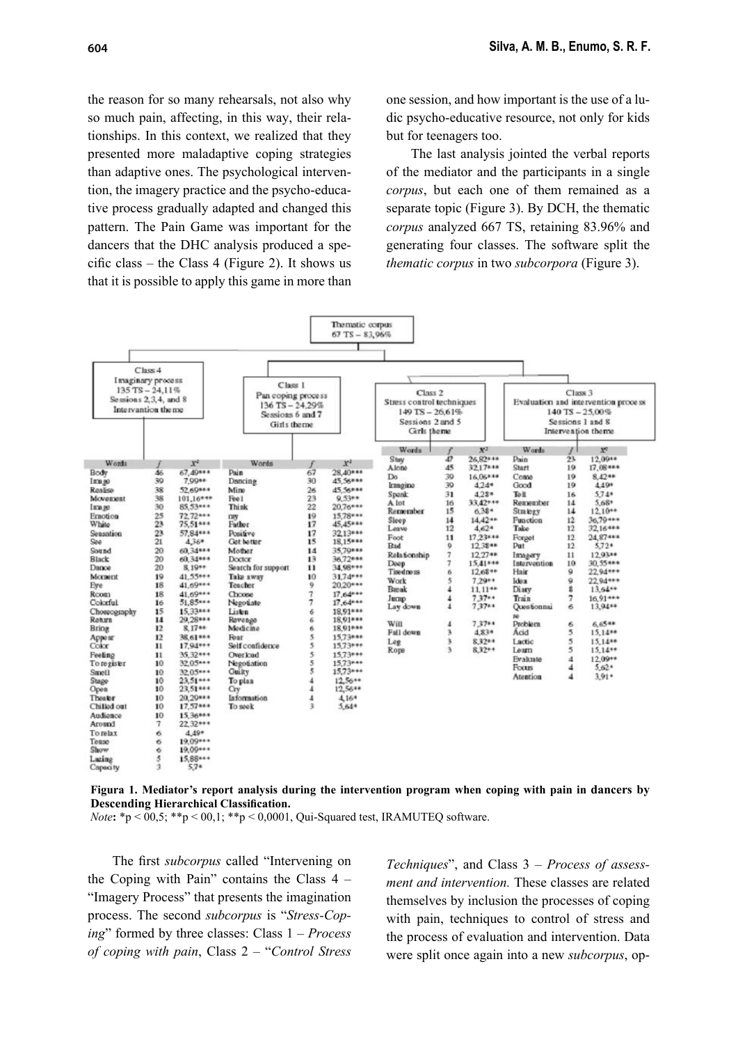the reason for so many rehearsals, not also why so much pain, affecting, in this way, their relationships. In this context, we realized that they presented more maladaptive coping strategies than adaptive ones. The psychological intervention, the imagery practice and the psycho-educative process gradually adapted and changed this pattern. The Pain Game was important for the dancers that the DHC analysis produced a specific class – the Class 4 (Figure 2). It shows us that it is possible to apply this game in more than one session, and how important is the use of a ludic psycho-educative resource, not only for kids but for teenagers too.

The last analysis jointed the verbal reports of the mediator and the participants in a single *corpus*, but each one of them remained as a separate topic (Figure 3). By DCH, the thematic *corpus* analyzed 667 TS, retaining 83.96% and generating four classes. The software split the *thematic corpus* in two *subcorpora* (Figure 3).

Thematic corpus
67 TS – 83,96%

**Class 4** – Imaginary process – 135 TS – 24,11% – Sessions 2,3,4, and 8 – Intervantion theme

| Words | f | $x^2$ |
|---|---|---|
| Body | 46 | 67,40*** |
| Image | 39 | 7,99** |
| Realise | 38 | 52,69*** |
| Movement | 38 | 101,16*** |
| Image | 30 | 85,53*** |
| Emotion | 25 | 72,72*** |
| White | 23 | 75,51*** |
| Sensation | 23 | 57,84*** |
| See | 21 | 4,36* |
| Sound | 20 | 60,34*** |
| Black | 20 | 60,34*** |
| Dance | 20 | 8,19** |
| Moment | 19 | 41,55*** |
| Eye | 18 | 41,69*** |
| Room | 18 | 41,69*** |
| Colorful | 16 | 51,85*** |
| Choreography | 15 | 15,33*** |
| Return | 14 | 29,28*** |
| Bring | 12 | 8,17** |
| Appear | 12 | 38,61*** |
| Color | 11 | 17,94*** |
| Feeling | 11 | 35,32*** |
| To register | 10 | 32,05*** |
| Smell | 10 | 32,05*** |
| Stage | 10 | 23,51*** |
| Open | 10 | 23,51*** |
| Theater | 10 | 20,29*** |
| Chilled out | 10 | 17,57*** |
| Audience | 10 | 15,36*** |
| Around | 7 | 22,32*** |
| To relax | 6 | 4,49* |
| Tense | 6 | 19,09*** |
| Show | 6 | 19,09*** |
| Lacing | 5 | 15,88*** |
| Capacity | 3 | 5,7* |

**Class 1** – Pain coping process – 136 TS – 24,29% – Sessions 6 and 7 – Girls theme

| Words | f | $x^2$ |
|---|---|---|
| Pain | 67 | 28,40*** |
| Dancing | 30 | 45,56*** |
| Mine | 26 | 45,56*** |
| Feel | 23 | 9,53** |
| Think | 22 | 20,76*** |
| my | 19 | 15,78*** |
| Father | 17 | 45,45*** |
| Positive | 17 | 32,13*** |
| Get better | 15 | 18,15*** |
| Mother | 14 | 35,79*** |
| Doctor | 13 | 36,72*** |
| Search for support | 11 | 34,98*** |
| Take away | 10 | 31,74*** |
| Teacher | 9 | 20,20*** |
| Choose | 7 | 17,64*** |
| Negotiate | 7 | 17,64*** |
| Listen | 6 | 18,91*** |
| Revenge | 6 | 18,91*** |
| Medicine | 6 | 18,91*** |
| Fear | 5 | 15,73*** |
| Self confidence | 5 | 15,73*** |
| Overload | 5 | 15,73*** |
| Negotiation | 5 | 15,73*** |
| Guilty | 5 | 15,73*** |
| To plan | 4 | 12,56** |
| Cry | 4 | 12,56** |
| Information | 4 | 4,16* |
| To seek | 3 | 5,64* |

**Class 2** – Stress control techniques – 149 TS – 26,61% – Sessions 2 and 5 – Girls theme

| Words | f | $x^2$ |
|---|---|---|
| Stay | 47 | 26,82*** |
| Alone | 45 | 32,17*** |
| Do | 39 | 16,06*** |
| Imagine | 39 | 4,24* |
| Speak | 31 | 4,28* |
| A lot | 16 | 33,42*** |
| Remember | 15 | 6,38* |
| Sleep | 14 | 14,42** |
| Leave | 12 | 4,62* |
| Foot | 11 | 17,23*** |
| Bad | 9 | 12,38** |
| Relationship | 7 | 12,27** |
| Deep | 7 | 15,41*** |
| Tiredness | 6 | 12,68** |
| Work | 5 | 7,29** |
| Break | 4 | 11,11** |
| Jump | 4 | 7,37** |
| Lay down | 4 | 7,37** |
| Will | 4 | 7,37** |
| Fall down | 3 | 4,83* |
| Leg | 3 | 8,32** |
| Rope | 3 | 8,32** |

**Class 3** – Evaluation and intervention process – 140 TS – 25,00% – Sessions 1 and 8 – Intervention theme

| Words | f | $x^2$ |
|---|---|---|
| Pain | 23 | 12,09** |
| Start | 19 | 17,08*** |
| Come | 19 | 8,42** |
| Good | 19 | 4,49* |
| Tell | 16 | 5,74* |
| Remember | 14 | 5,68* |
| Strategy | 14 | 12,10** |
| Function | 12 | 36,79*** |
| Take | 12 | 32,16*** |
| Forget | 12 | 24,87*** |
| Put | 12 | 5,72* |
| Imagery | 11 | 12,93** |
| Intervention | 10 | 30,55*** |
| Hair | 9 | 22,94*** |
| Idea | 9 | 22,94*** |
| Diary | 8 | 13,64** |
| Train | 7 | 16,91*** |
| Questionnaire | 6 | 13,94** |
| Problem | 6 | 6,65** |
| Acid | 5 | 15,14** |
| Lactic | 5 | 15,14** |
| Learn | 5 | 15,14** |
| Evaluate | 4 | 12,09** |
| Focus | 4 | 5,62* |
| Atention | 4 | 3,91* |

**Figura 1. Mediator's report analysis during the intervention program when coping with pain in dancers by Descending Hierarchical Classification.**
*Note*: *p < 00,5; **p < 00,1; **p < 0,0001, Qui-Squared test, IRAMUTEQ software.

The first *subcorpus* called "Intervening on the Coping with Pain" contains the Class 4 – "Imagery Process" that presents the imagination process. The second *subcorpus* is "*Stress-Coping*" formed by three classes: Class 1 – *Process of coping with pain*, Class 2 – "*Control Stress Techniques*", and Class 3 – *Process of assessment and intervention.* These classes are related themselves by inclusion the processes of coping with pain, techniques to control of stress and the process of evaluation and intervention. Data were split once again into a new *subcorpus*, op-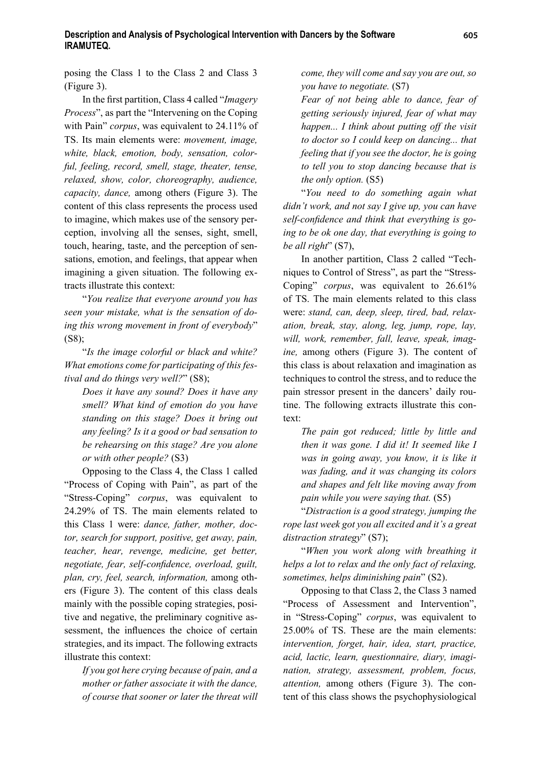posing the Class 1 to the Class 2 and Class 3 (Figure 3).

In the first partition, Class 4 called "*Imagery Process*", as part the "Intervening on the Coping with Pain" *corpus*, was equivalent to 24.11% of TS. Its main elements were: *movement, image, white, black, emotion, body, sensation, colorful, feeling, record, smell, stage, theater, tense, relaxed, show, color, choreography, audience, capacity, dance,* among others (Figure 3). The content of this class represents the process used to imagine, which makes use of the sensory perception, involving all the senses, sight, smell, touch, hearing, taste, and the perception of sensations, emotion, and feelings, that appear when imagining a given situation. The following extracts illustrate this context:

"*You realize that everyone around you has seen your mistake, what is the sensation of doing this wrong movement in front of everybody*" (S8);

"*Is the image colorful or black and white? What emotions come for participating of this festival and do things very well?*" (S8);

> *Does it have any sound? Does it have any smell? What kind of emotion do you have standing on this stage? Does it bring out any feeling? Is it a good or bad sensation to be rehearsing on this stage? Are you alone or with other people?* (S3)

Opposing to the Class 4, the Class 1 called "Process of Coping with Pain", as part of the "Stress-Coping" *corpus*, was equivalent to 24.29% of TS. The main elements related to this Class 1 were: *dance, father, mother, doctor, search for support, positive, get away, pain, teacher, hear, revenge, medicine, get better, negotiate, fear, self-confidence, overload, guilt, plan, cry, feel, search, information,* among others (Figure 3). The content of this class deals mainly with the possible coping strategies, positive and negative, the preliminary cognitive assessment, the influences the choice of certain strategies, and its impact. The following extracts illustrate this context:

> *If you got here crying because of pain, and a mother or father associate it with the dance, of course that sooner or later the threat will come, they will come and say you are out, so you have to negotiate.* (S7)

> *Fear of not being able to dance, fear of getting seriously injured, fear of what may happen... I think about putting off the visit to doctor so I could keep on dancing... that feeling that if you see the doctor, he is going to tell you to stop dancing because that is the only option.* (S5)

"*You need to do something again what didn't work, and not say I give up, you can have self-confidence and think that everything is going to be ok one day, that everything is going to be all right*" (S7),

In another partition, Class 2 called "Techniques to Control of Stress", as part the "Stress-Coping" *corpus*, was equivalent to 26.61% of TS. The main elements related to this class were: *stand, can, deep, sleep, tired, bad, relaxation, break, stay, along, leg, jump, rope, lay, will, work, remember, fall, leave, speak, imagine,* among others (Figure 3). The content of this class is about relaxation and imagination as techniques to control the stress, and to reduce the pain stressor present in the dancers' daily routine. The following extracts illustrate this context:

> *The pain got reduced; little by little and then it was gone. I did it! It seemed like I was in going away, you know, it is like it was fading, and it was changing its colors and shapes and felt like moving away from pain while you were saying that.* (S5)

"*Distraction is a good strategy, jumping the rope last week got you all excited and it's a great distraction strategy*" (S7);

"*When you work along with breathing it helps a lot to relax and the only fact of relaxing, sometimes, helps diminishing pain*" (S2).

Opposing to that Class 2, the Class 3 named "Process of Assessment and Intervention", in "Stress-Coping" *corpus*, was equivalent to 25.00% of TS. These are the main elements: *intervention, forget, hair, idea, start, practice, acid, lactic, learn, questionnaire, diary, imagination, strategy, assessment, problem, focus, attention,* among others (Figure 3). The content of this class shows the psychophysiological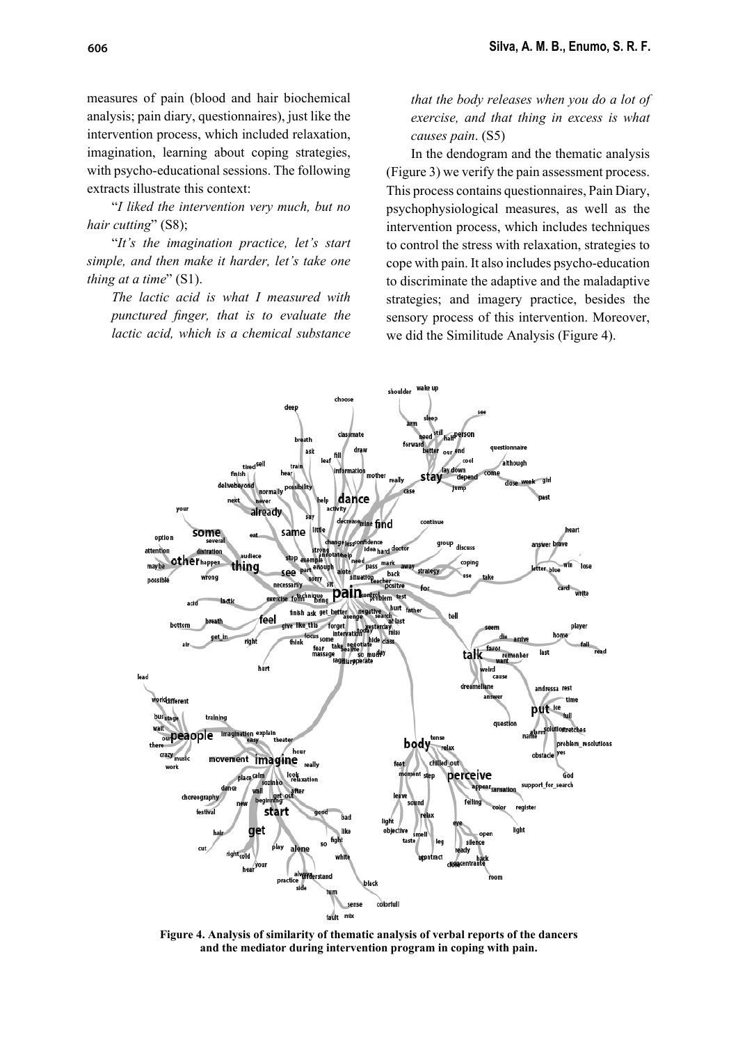measures of pain (blood and hair biochemical analysis; pain diary, questionnaires), just like the intervention process, which included relaxation, imagination, learning about coping strategies, with psycho-educational sessions. The following extracts illustrate this context:

"*I liked the intervention very much, but no hair cutting*" (S8);

"*It's the imagination practice, let's start simple, and then make it harder, let's take one thing at a time*" (S1).

*The lactic acid is what I measured with punctured finger, that is to evaluate the lactic acid, which is a chemical substance that the body releases when you do a lot of exercise, and that thing in excess is what causes pain*. (S5)

In the dendogram and the thematic analysis (Figure 3) we verify the pain assessment process. This process contains questionnaires, Pain Diary, psychophysiological measures, as well as the intervention process, which includes techniques to control the stress with relaxation, strategies to cope with pain. It also includes psycho-education to discriminate the adaptive and the maladaptive strategies; and imagery practice, besides the sensory process of this intervention. Moreover, we did the Similitude Analysis (Figure 4).

**Figure 4. Analysis of similarity of thematic analysis of verbal reports of the dancers and the mediator during intervention program in coping with pain.**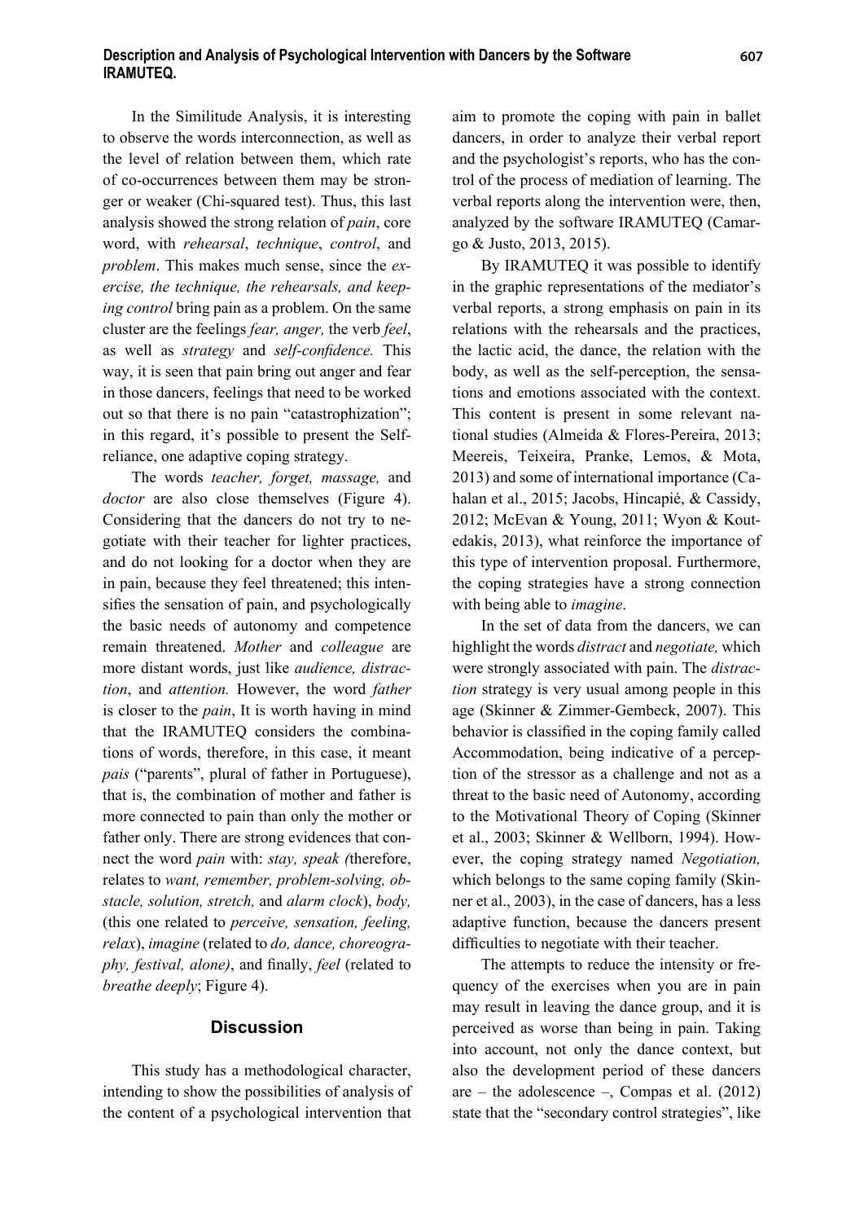In the Similitude Analysis, it is interesting to observe the words interconnection, as well as the level of relation between them, which rate of co-occurrences between them may be stronger or weaker (Chi-squared test). Thus, this last analysis showed the strong relation of *pain*, core word, with *rehearsal*, *technique*, *control*, and *problem*. This makes much sense, since the *exercise, the technique, the rehearsals, and keeping control* bring pain as a problem. On the same cluster are the feelings *fear, anger,* the verb *feel*, as well as *strategy* and *self-confidence.* This way, it is seen that pain bring out anger and fear in those dancers, feelings that need to be worked out so that there is no pain "catastrophization"; in this regard, it's possible to present the Self-reliance, one adaptive coping strategy.

The words *teacher, forget, massage,* and *doctor* are also close themselves (Figure 4). Considering that the dancers do not try to negotiate with their teacher for lighter practices, and do not looking for a doctor when they are in pain, because they feel threatened; this intensifies the sensation of pain, and psychologically the basic needs of autonomy and competence remain threatened. *Mother* and *colleague* are more distant words, just like *audience, distraction*, and *attention.* However, the word *father* is closer to the *pain*, It is worth having in mind that the IRAMUTEQ considers the combinations of words, therefore, in this case, it meant *pais* ("parents", plural of father in Portuguese), that is, the combination of mother and father is more connected to pain than only the mother or father only. There are strong evidences that connect the word *pain* with: *stay, speak (*therefore, relates to *want, remember, problem-solving, obstacle, solution, stretch,* and *alarm clock*), *body,* (this one related to *perceive, sensation, feeling, relax*), *imagine* (related to *do, dance, choreography, festival, alone)*, and finally, *feel* (related to *breathe deeply*; Figure 4).

## Discussion

This study has a methodological character, intending to show the possibilities of analysis of the content of a psychological intervention that aim to promote the coping with pain in ballet dancers, in order to analyze their verbal report and the psychologist's reports, who has the control of the process of mediation of learning. The verbal reports along the intervention were, then, analyzed by the software IRAMUTEQ (Camargo & Justo, 2013, 2015).

By IRAMUTEQ it was possible to identify in the graphic representations of the mediator's verbal reports, a strong emphasis on pain in its relations with the rehearsals and the practices, the lactic acid, the dance, the relation with the body, as well as the self-perception, the sensations and emotions associated with the context. This content is present in some relevant national studies (Almeida & Flores-Pereira, 2013; Meereis, Teixeira, Pranke, Lemos, & Mota, 2013) and some of international importance (Cahalan et al., 2015; Jacobs, Hincapié, & Cassidy, 2012; McEvan & Young, 2011; Wyon & Koutedakis, 2013), what reinforce the importance of this type of intervention proposal. Furthermore, the coping strategies have a strong connection with being able to *imagine*.

In the set of data from the dancers, we can highlight the words *distract* and *negotiate,* which were strongly associated with pain. The *distraction* strategy is very usual among people in this age (Skinner & Zimmer-Gembeck, 2007). This behavior is classified in the coping family called Accommodation, being indicative of a perception of the stressor as a challenge and not as a threat to the basic need of Autonomy, according to the Motivational Theory of Coping (Skinner et al., 2003; Skinner & Wellborn, 1994). However, the coping strategy named *Negotiation,* which belongs to the same coping family (Skinner et al., 2003), in the case of dancers, has a less adaptive function, because the dancers present difficulties to negotiate with their teacher.

The attempts to reduce the intensity or frequency of the exercises when you are in pain may result in leaving the dance group, and it is perceived as worse than being in pain. Taking into account, not only the dance context, but also the development period of these dancers are – the adolescence –, Compas et al. (2012) state that the "secondary control strategies", like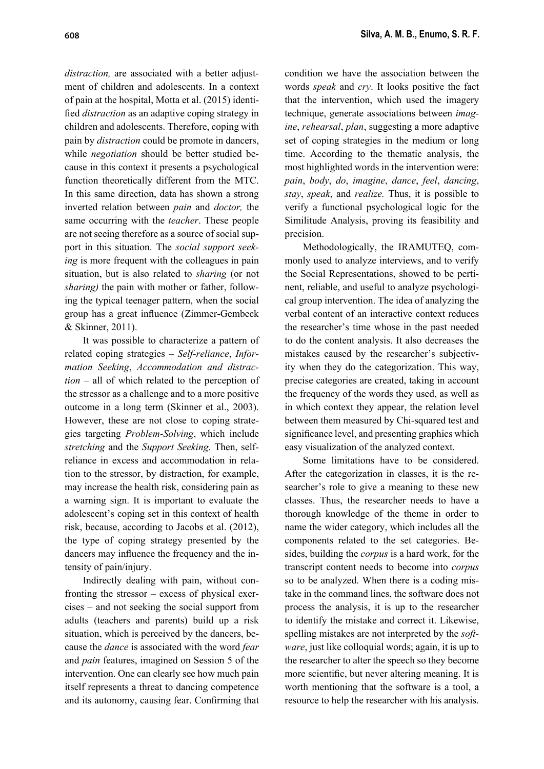*distraction,* are associated with a better adjustment of children and adolescents. In a context of pain at the hospital, Motta et al. (2015) identified *distraction* as an adaptive coping strategy in children and adolescents. Therefore, coping with pain by *distraction* could be promote in dancers, while *negotiation* should be better studied because in this context it presents a psychological function theoretically different from the MTC. In this same direction, data has shown a strong inverted relation between *pain* and *doctor,* the same occurring with the *teacher*. These people are not seeing therefore as a source of social support in this situation. The *social support seeking* is more frequent with the colleagues in pain situation, but is also related to *sharing* (or not *sharing)* the pain with mother or father, following the typical teenager pattern, when the social group has a great influence (Zimmer-Gembeck & Skinner, 2011).

It was possible to characterize a pattern of related coping strategies – *Self-reliance*, *Information Seeking*, *Accommodation and distraction* – all of which related to the perception of the stressor as a challenge and to a more positive outcome in a long term (Skinner et al., 2003). However, these are not close to coping strategies targeting *Problem-Solving*, which include *stretching* and the *Support Seeking*. Then, self-reliance in excess and accommodation in relation to the stressor, by distraction, for example, may increase the health risk, considering pain as a warning sign. It is important to evaluate the adolescent's coping set in this context of health risk, because, according to Jacobs et al. (2012), the type of coping strategy presented by the dancers may influence the frequency and the intensity of pain/injury.

Indirectly dealing with pain, without confronting the stressor – excess of physical exercises – and not seeking the social support from adults (teachers and parents) build up a risk situation, which is perceived by the dancers, because the *dance* is associated with the word *fear* and *pain* features, imagined on Session 5 of the intervention. One can clearly see how much pain itself represents a threat to dancing competence and its autonomy, causing fear. Confirming that condition we have the association between the words *speak* and *cry*. It looks positive the fact that the intervention, which used the imagery technique, generate associations between *imagine*, *rehearsal*, *plan*, suggesting a more adaptive set of coping strategies in the medium or long time. According to the thematic analysis, the most highlighted words in the intervention were: *pain*, *body*, *do*, *imagine*, *dance*, *feel*, *dancing*, *stay*, *speak*, and *realize.* Thus, it is possible to verify a functional psychological logic for the Similitude Analysis, proving its feasibility and precision.

Methodologically, the IRAMUTEQ, commonly used to analyze interviews, and to verify the Social Representations, showed to be pertinent, reliable, and useful to analyze psychological group intervention. The idea of analyzing the verbal content of an interactive context reduces the researcher's time whose in the past needed to do the content analysis. It also decreases the mistakes caused by the researcher's subjectivity when they do the categorization. This way, precise categories are created, taking in account the frequency of the words they used, as well as in which context they appear, the relation level between them measured by Chi-squared test and significance level, and presenting graphics which easy visualization of the analyzed context.

Some limitations have to be considered. After the categorization in classes, it is the researcher's role to give a meaning to these new classes. Thus, the researcher needs to have a thorough knowledge of the theme in order to name the wider category, which includes all the components related to the set categories. Besides, building the *corpus* is a hard work, for the transcript content needs to become into *corpus* so to be analyzed. When there is a coding mistake in the command lines, the software does not process the analysis, it is up to the researcher to identify the mistake and correct it. Likewise, spelling mistakes are not interpreted by the *software*, just like colloquial words; again, it is up to the researcher to alter the speech so they become more scientific, but never altering meaning. It is worth mentioning that the software is a tool, a resource to help the researcher with his analysis.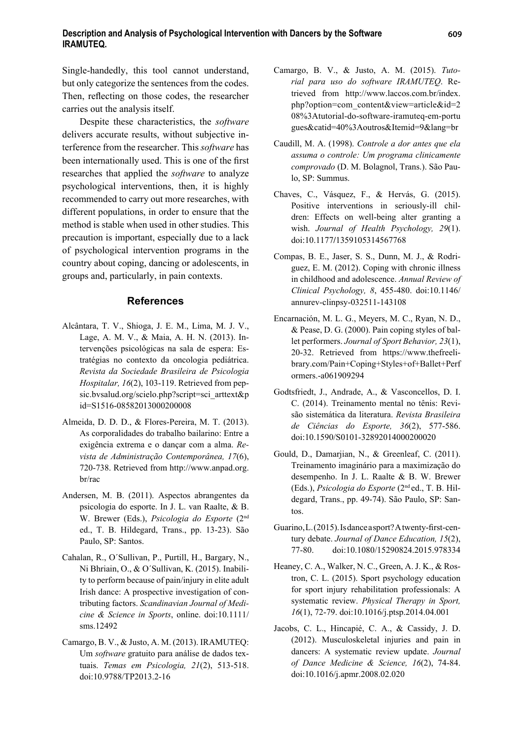Single-handedly, this tool cannot understand, but only categorize the sentences from the codes. Then, reflecting on those codes, the researcher carries out the analysis itself.

Despite these characteristics, the *software* delivers accurate results, without subjective interference from the researcher. This *software* has been internationally used. This is one of the first researches that applied the *software* to analyze psychological interventions, then, it is highly recommended to carry out more researches, with different populations, in order to ensure that the method is stable when used in other studies. This precaution is important, especially due to a lack of psychological intervention programs in the country about coping, dancing or adolescents, in groups and, particularly, in pain contexts.

## References

Alcântara, T. V., Shioga, J. E. M., Lima, M. J. V., Lage, A. M. V., & Maia, A. H. N. (2013). Intervenções psicológicas na sala de espera: Estratégias no contexto da oncologia pediátrica. *Revista da Sociedade Brasileira de Psicologia Hospitalar, 16*(2), 103-119. Retrieved from pepsic.bvsalud.org/scielo.php?script=sci_arttext&pid=S1516-08582013000200008

Almeida, D. D. D., & Flores-Pereira, M. T. (2013). As corporalidades do trabalho bailarino: Entre a exigência extrema e o dançar com a alma. *Revista de Administração Contemporânea, 17*(6), 720-738. Retrieved from http://www.anpad.org.br/rac

Andersen, M. B. (2011). Aspectos abrangentes da psicologia do esporte. In J. L. van Raalte, & B. W. Brewer (Eds.), *Psicologia do Esporte* (2nd ed., T. B. Hildegard, Trans., pp. 13-23). São Paulo, SP: Santos.

Cahalan, R., O´Sullivan, P., Purtill, H., Bargary, N., Ni Bhriain, O., & O´Sullivan, K. (2015). Inability to perform because of pain/injury in elite adult Irish dance: A prospective investigation of contributing factors. *Scandinavian Journal of Medicine & Science in Sports*, online. doi:10.1111/sms.12492

Camargo, B. V., & Justo, A. M. (2013). IRAMUTEQ: Um *software* gratuito para análise de dados textuais. *Temas em Psicologia, 21*(2), 513-518. doi:10.9788/TP2013.2-16

Camargo, B. V., & Justo, A. M. (2015). *Tutorial para uso do software IRAMUTEQ*. Retrieved from http://www.laccos.com.br/index.php?option=com_content&view=article&id=208%3Atutorial-do-software-iramuteq-em-portugues&catid=40%3Aoutros&Itemid=9&lang=br

Caudill, M. A. (1998). *Controle a dor antes que ela assuma o controle: Um programa clinicamente comprovado* (D. M. Bolagnol, Trans.). São Paulo, SP: Summus.

Chaves, C., Vásquez, F., & Hervás, G. (2015). Positive interventions in seriously-ill children: Effects on well-being alter granting a wish. *Journal of Health Psychology, 29*(1). doi:10.1177/1359105314567768

Compas, B. E., Jaser, S. S., Dunn, M. J., & Rodriguez, E. M. (2012). Coping with chronic illness in childhood and adolescence. *Annual Review of Clinical Psychology, 8*, 455-480. doi:10.1146/annurev-clinpsy-032511-143108

Encarnación, M. L. G., Meyers, M. C., Ryan, N. D., & Pease, D. G. (2000). Pain coping styles of ballet performers. *Journal of Sport Behavior, 23*(1), 20-32. Retrieved from https://www.thefreelibrary.com/Pain+Coping+Styles+of+Ballet+Performers.-a061909294

Godtsfriedt, J., Andrade, A., & Vasconcellos, D. I. C. (2014). Treinamento mental no tênis: Revisão sistemática da literatura. *Revista Brasileira de Ciências do Esporte, 36*(2), 577-586. doi:10.1590/S0101-32892014000200020

Gould, D., Damarjian, N., & Greenleaf, C. (2011). Treinamento imaginário para a maximização do desempenho. In J. L. Raalte & B. W. Brewer (Eds.), *Psicologia do Esporte* (2nd ed., T. B. Hildegard, Trans., pp. 49-74). São Paulo, SP: Santos.

Guarino, L. (2015). Is dance a sport? A twenty-first-century debate. *Journal of Dance Education, 15*(2), 77-80. doi:10.1080/15290824.2015.978334

Heaney, C. A., Walker, N. C., Green, A. J. K., & Rostron, C. L. (2015). Sport psychology education for sport injury rehabilitation professionals: A systematic review. *Physical Therapy in Sport, 16*(1), 72-79. doi:10.1016/j.ptsp.2014.04.001

Jacobs, C. L., Hincapié, C. A., & Cassidy, J. D. (2012). Musculoskeletal injuries and pain in dancers: A systematic review update. *Journal of Dance Medicine & Science, 16*(2), 74-84. doi:10.1016/j.apmr.2008.02.020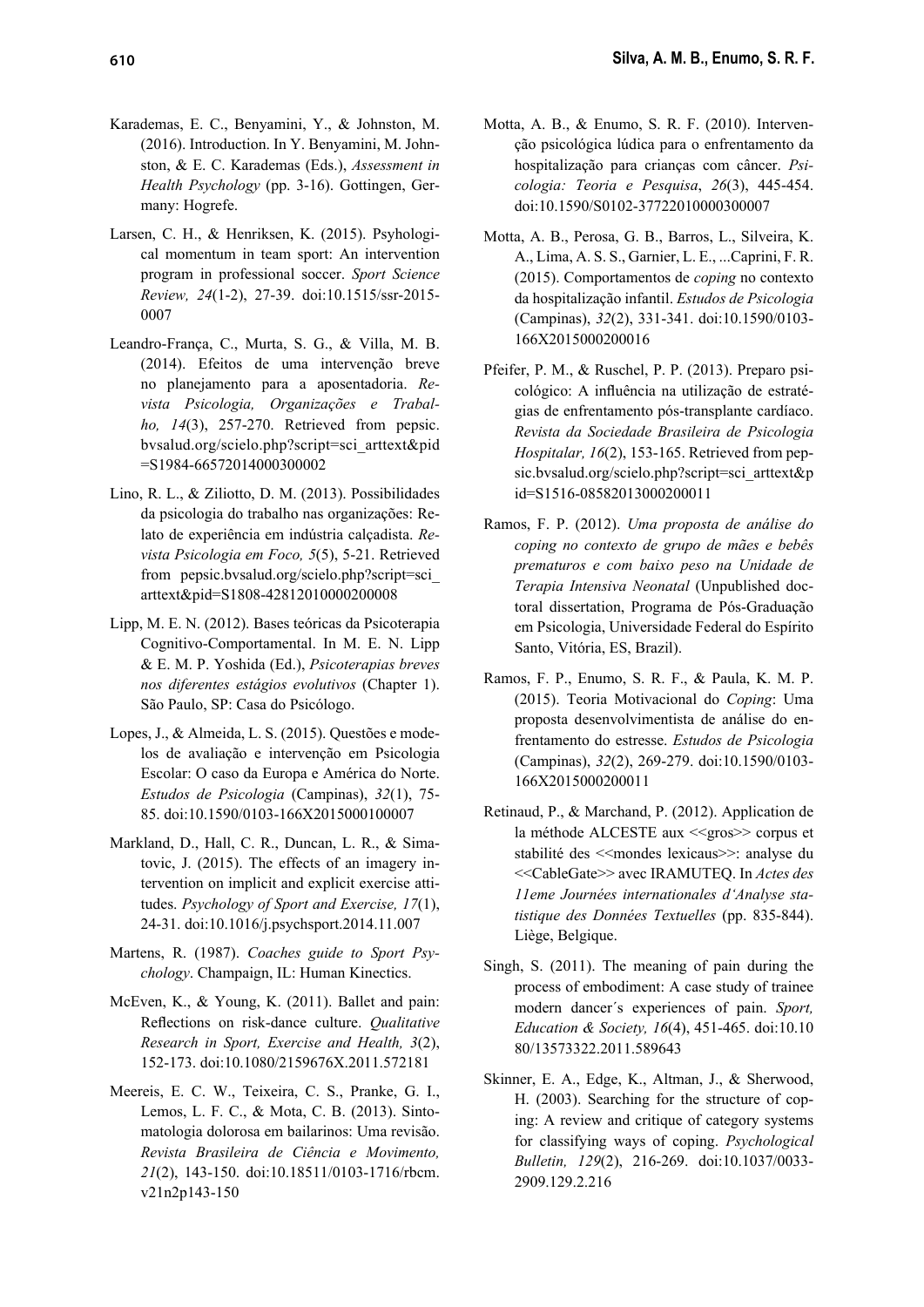Karademas, E. C., Benyamini, Y., & Johnston, M. (2016). Introduction. In Y. Benyamini, M. Johnston, & E. C. Karademas (Eds.), *Assessment in Health Psychology* (pp. 3-16). Gottingen, Germany: Hogrefe.

Larsen, C. H., & Henriksen, K. (2015). Psyhological momentum in team sport: An intervention program in professional soccer. *Sport Science Review, 24*(1-2), 27-39. doi:10.1515/ssr-2015-0007

Leandro-França, C., Murta, S. G., & Villa, M. B. (2014). Efeitos de uma intervenção breve no planejamento para a aposentadoria. *Revista Psicologia, Organizações e Trabalho, 14*(3), 257-270. Retrieved from pepsic.bvsalud.org/scielo.php?script=sci_arttext&pid=S1984-66572014000300002

Lino, R. L., & Ziliotto, D. M. (2013). Possibilidades da psicologia do trabalho nas organizações: Relato de experiência em indústria calçadista. *Revista Psicologia em Foco, 5*(5), 5-21. Retrieved from pepsic.bvsalud.org/scielo.php?script=sci_arttext&pid=S1808-42812010000200008

Lipp, M. E. N. (2012). Bases teóricas da Psicoterapia Cognitivo-Comportamental. In M. E. N. Lipp & E. M. P. Yoshida (Ed.), *Psicoterapias breves nos diferentes estágios evolutivos* (Chapter 1). São Paulo, SP: Casa do Psicólogo.

Lopes, J., & Almeida, L. S. (2015). Questões e modelos de avaliação e intervenção em Psicologia Escolar: O caso da Europa e América do Norte. *Estudos de Psicologia* (Campinas), *32*(1), 75-85. doi:10.1590/0103-166X2015000100007

Markland, D., Hall, C. R., Duncan, L. R., & Simatovic, J. (2015). The effects of an imagery intervention on implicit and explicit exercise attitudes. *Psychology of Sport and Exercise, 17*(1), 24-31. doi:10.1016/j.psychsport.2014.11.007

Martens, R. (1987). *Coaches guide to Sport Psychology*. Champaign, IL: Human Kinectics.

McEven, K., & Young, K. (2011). Ballet and pain: Reflections on risk-dance culture. *Qualitative Research in Sport, Exercise and Health, 3*(2), 152-173. doi:10.1080/2159676X.2011.572181

Meereis, E. C. W., Teixeira, C. S., Pranke, G. I., Lemos, L. F. C., & Mota, C. B. (2013). Sintomatologia dolorosa em bailarinos: Uma revisão. *Revista Brasileira de Ciência e Movimento, 21*(2), 143-150. doi:10.18511/0103-1716/rbcm.v21n2p143-150

Motta, A. B., & Enumo, S. R. F. (2010). Intervenção psicológica lúdica para o enfrentamento da hospitalização para crianças com câncer. *Psicologia: Teoria e Pesquisa*, *26*(3), 445-454. doi:10.1590/S0102-37722010000300007

Motta, A. B., Perosa, G. B., Barros, L., Silveira, K. A., Lima, A. S. S., Garnier, L. E., ...Caprini, F. R. (2015). Comportamentos de *coping* no contexto da hospitalização infantil. *Estudos de Psicologia* (Campinas), *32*(2), 331-341. doi:10.1590/0103-166X2015000200016

Pfeifer, P. M., & Ruschel, P. P. (2013). Preparo psicológico: A influência na utilização de estratégias de enfrentamento pós-transplante cardíaco. *Revista da Sociedade Brasileira de Psicologia Hospitalar, 16*(2), 153-165. Retrieved from pepsic.bvsalud.org/scielo.php?script=sci_arttext&pid=S1516-08582013000200011

Ramos, F. P. (2012). *Uma proposta de análise do coping no contexto de grupo de mães e bebês prematuros e com baixo peso na Unidade de Terapia Intensiva Neonatal* (Unpublished doctoral dissertation, Programa de Pós-Graduação em Psicologia, Universidade Federal do Espírito Santo, Vitória, ES, Brazil).

Ramos, F. P., Enumo, S. R. F., & Paula, K. M. P. (2015). Teoria Motivacional do *Coping*: Uma proposta desenvolvimentista de análise do enfrentamento do estresse. *Estudos de Psicologia* (Campinas), *32*(2), 269-279. doi:10.1590/0103-166X2015000200011

Retinaud, P., & Marchand, P. (2012). Application de la méthode ALCESTE aux <<gros>> corpus et stabilité des <<mondes lexicaus>>: analyse du <<CableGate>> avec IRAMUTEQ. In *Actes des 11eme Journées internationales d'Analyse statistique des Données Textuelles* (pp. 835-844). Liège, Belgique.

Singh, S. (2011). The meaning of pain during the process of embodiment: A case study of trainee modern dancer´s experiences of pain. *Sport, Education & Society, 16*(4), 451-465. doi:10.1080/13573322.2011.589643

Skinner, E. A., Edge, K., Altman, J., & Sherwood, H. (2003). Searching for the structure of coping: A review and critique of category systems for classifying ways of coping. *Psychological Bulletin, 129*(2), 216-269. doi:10.1037/0033-2909.129.2.216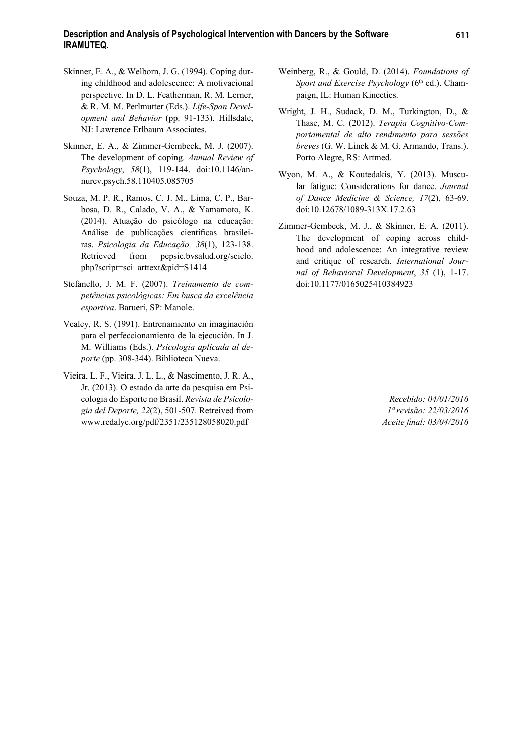Skinner, E. A., & Welborn, J. G. (1994). Coping during childhood and adolescence: A motivacional perspective. In D. L. Featherman, R. M. Lerner, & R. M. M. Perlmutter (Eds.). *Life-Span Development and Behavior* (pp. 91-133). Hillsdale, NJ: Lawrence Erlbaum Associates.

Skinner, E. A., & Zimmer-Gembeck, M. J. (2007). The development of coping. *Annual Review of Psychology*, *58*(1), 119-144. doi:10.1146/annurev.psych.58.110405.085705

Souza, M. P. R., Ramos, C. J. M., Lima, C. P., Barbosa, D. R., Calado, V. A., & Yamamoto, K. (2014). Atuação do psicólogo na educação: Análise de publicações científicas brasileiras. *Psicologia da Educação, 38*(1), 123-138. Retrieved from pepsic.bvsalud.org/scielo.php?script=sci_arttext&pid=S1414

Stefanello, J. M. F. (2007). *Treinamento de competências psicológicas: Em busca da excelência esportiva*. Barueri, SP: Manole.

Vealey, R. S. (1991). Entrenamiento en imaginación para el perfeccionamiento de la ejecución. In J. M. Williams (Eds.). *Psicología aplicada al deporte* (pp. 308-344). Biblioteca Nueva.

Vieira, L. F., Vieira, J. L. L., & Nascimento, J. R. A., Jr. (2013). O estado da arte da pesquisa em Psicologia do Esporte no Brasil. *Revista de Psicología del Deporte, 22*(2), 501-507. Retreived from www.redalyc.org/pdf/2351/235128058020.pdf

Weinberg, R., & Gould, D. (2014). *Foundations of Sport and Exercise Psychology* (6th ed.). Champaign, IL: Human Kinectics.

Wright, J. H., Sudack, D. M., Turkington, D., & Thase, M. C. (2012). *Terapia Cognitivo-Comportamental de alto rendimento para sessões breves* (G. W. Linck & M. G. Armando, Trans.). Porto Alegre, RS: Artmed.

Wyon, M. A., & Koutedakis, Y. (2013). Muscular fatigue: Considerations for dance. *Journal of Dance Medicine & Science, 17*(2), 63-69. doi:10.12678/1089-313X.17.2.63

Zimmer-Gembeck, M. J., & Skinner, E. A. (2011). The development of coping across childhood and adolescence: An integrative review and critique of research. *International Journal of Behavioral Development*, *35* (1), 1-17. doi:10.1177/0165025410384923

*Recebido: 04/01/2016*
*1a revisão: 22/03/2016*
*Aceite final: 03/04/2016*